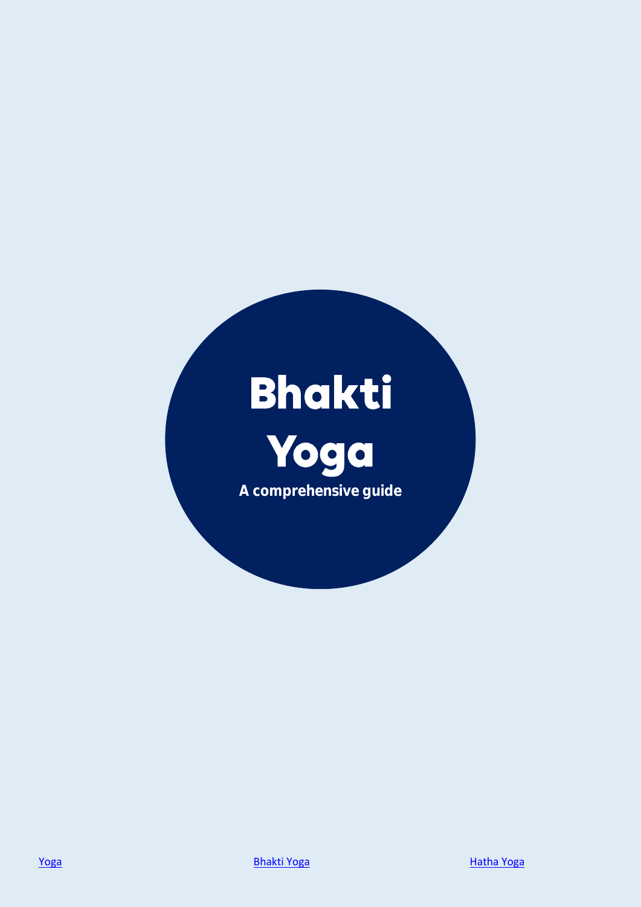# Bhakti Yoga

**A comprehensive guide**

[Yoga] [Bhakti Yoga] [Hatha Yoga]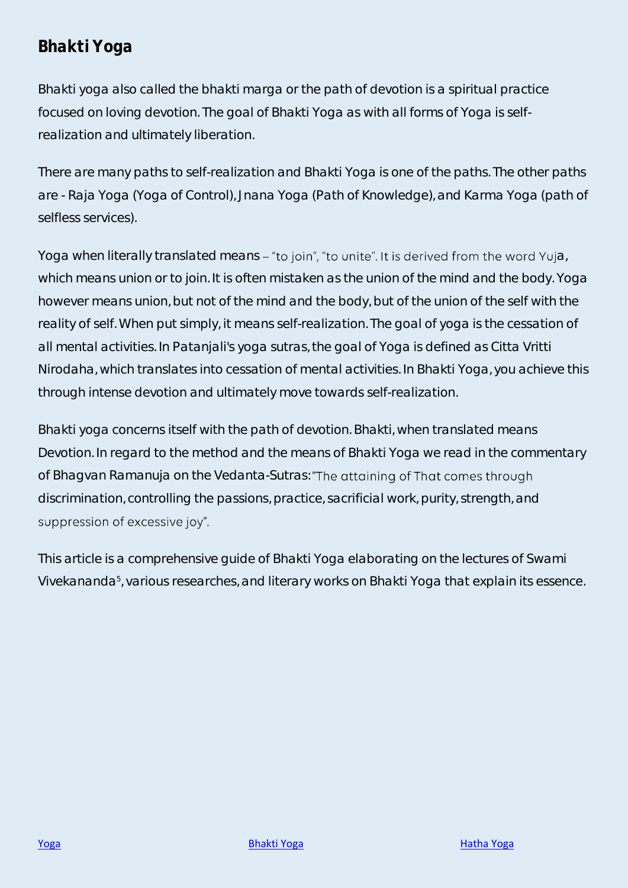## Bhakti Yoga

Bhakti yoga also called the bhakti marga or the path of devotion is a spiritual practice focused on loving devotion. The goal of Bhakti Yoga as with all forms of Yoga is self-realization and ultimately liberation.

There are many paths to self-realization and Bhakti Yoga is one of the paths. The other paths are - Raja Yoga (Yoga of Control), Jnana Yoga (Path of Knowledge), and Karma Yoga (path of selfless services).

Yoga when literally translated means – "to join", "to unite". It is derived from the word Yuja, which means union or to join. It is often mistaken as the union of the mind and the body. Yoga however means union, but not of the mind and the body, but of the union of the self with the reality of self. When put simply, it means self-realization. The goal of yoga is the cessation of all mental activities. In Patanjali's yoga sutras, the goal of Yoga is defined as Citta Vritti Nirodaha, which translates into cessation of mental activities. In Bhakti Yoga, you achieve this through intense devotion and ultimately move towards self-realization.

Bhakti yoga concerns itself with the path of devotion. Bhakti, when translated means Devotion. In regard to the method and the means of Bhakti Yoga we read in the commentary of Bhagvan Ramanuja on the Vedanta-Sutras: "The attaining of That comes through discrimination, controlling the passions, practice, sacrificial work, purity, strength, and suppression of excessive joy".

This article is a comprehensive guide of Bhakti Yoga elaborating on the lectures of Swami Vivekananda[5], various researches, and literary works on Bhakti Yoga that explain its essence.

Yoga Bhakti Yoga Hatha Yoga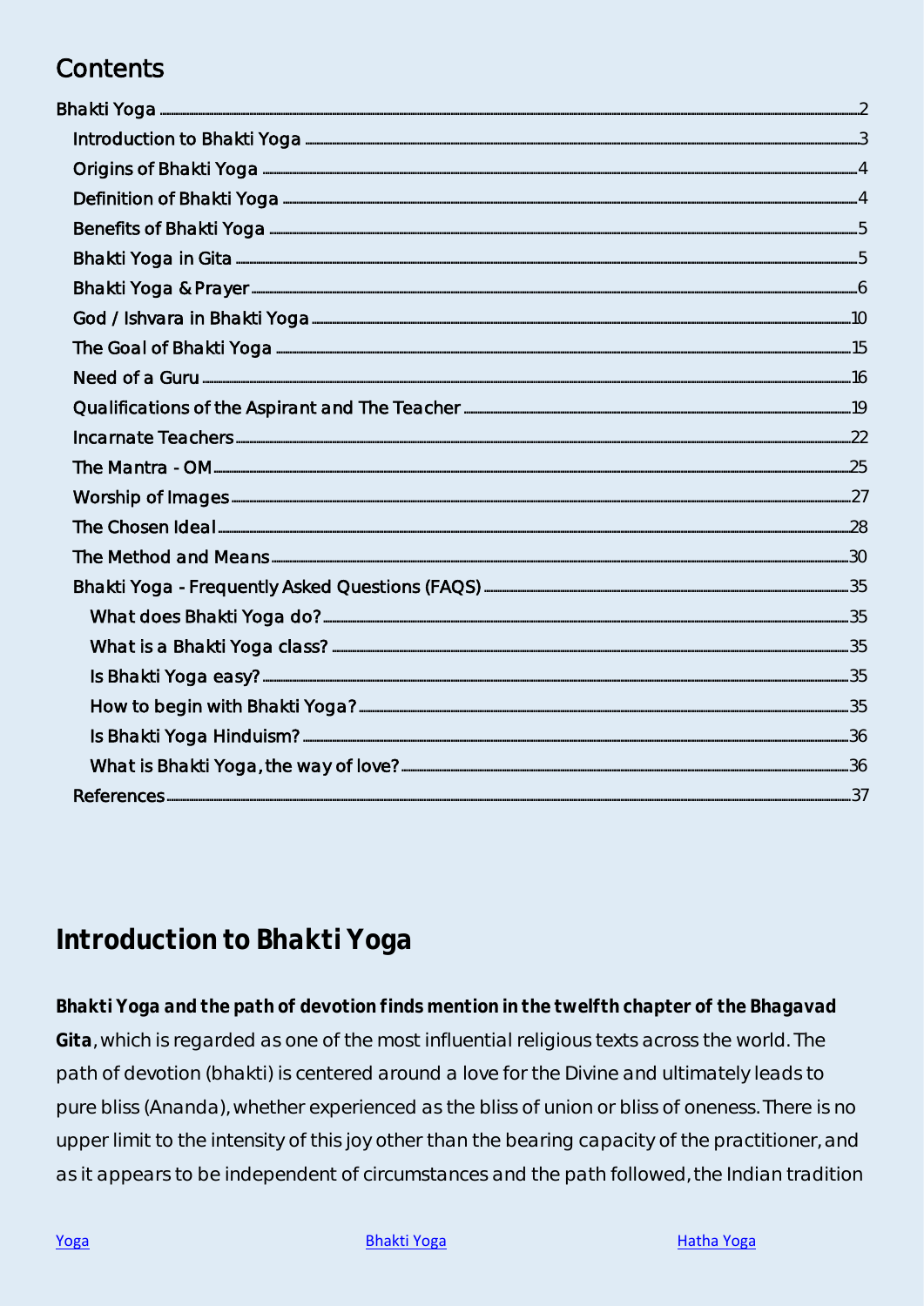## Contents

- Bhakti Yoga ........ 2
  - Introduction to Bhakti Yoga ........ 3
  - Origins of Bhakti Yoga ........ 4
  - Definition of Bhakti Yoga ........ 4
  - Benefits of Bhakti Yoga ........ 5
  - Bhakti Yoga in Gita ........ 5
  - Bhakti Yoga & Prayer ........ 6
  - God / Ishvara in Bhakti Yoga ........ 10
  - The Goal of Bhakti Yoga ........ 15
  - Need of a Guru ........ 16
  - Qualifications of the Aspirant and The Teacher ........ 19
  - Incarnate Teachers ........ 22
  - The Mantra - OM ........ 25
  - Worship of Images ........ 27
  - The Chosen Ideal ........ 28
  - The Method and Means ........ 30
  - Bhakti Yoga - Frequently Asked Questions (FAQS) ........ 35
    - What does Bhakti Yoga do? ........ 35
    - What is a Bhakti Yoga class? ........ 35
    - Is Bhakti Yoga easy? ........ 35
    - How to begin with Bhakti Yoga? ........ 35
    - Is Bhakti Yoga Hinduism? ........ 36
    - What is Bhakti Yoga, the way of love? ........ 36
  - References ........ 37

## Introduction to Bhakti Yoga

**Bhakti Yoga and the path of devotion finds mention in the twelfth chapter of the Bhagavad Gita**, which is regarded as one of the most influential religious texts across the world. The path of devotion (bhakti) is centered around a love for the Divine and ultimately leads to pure bliss (Ananda), whether experienced as the bliss of union or bliss of oneness. There is no upper limit to the intensity of this joy other than the bearing capacity of the practitioner, and as it appears to be independent of circumstances and the path followed, the Indian tradition

Yoga Bhakti Yoga Hatha Yoga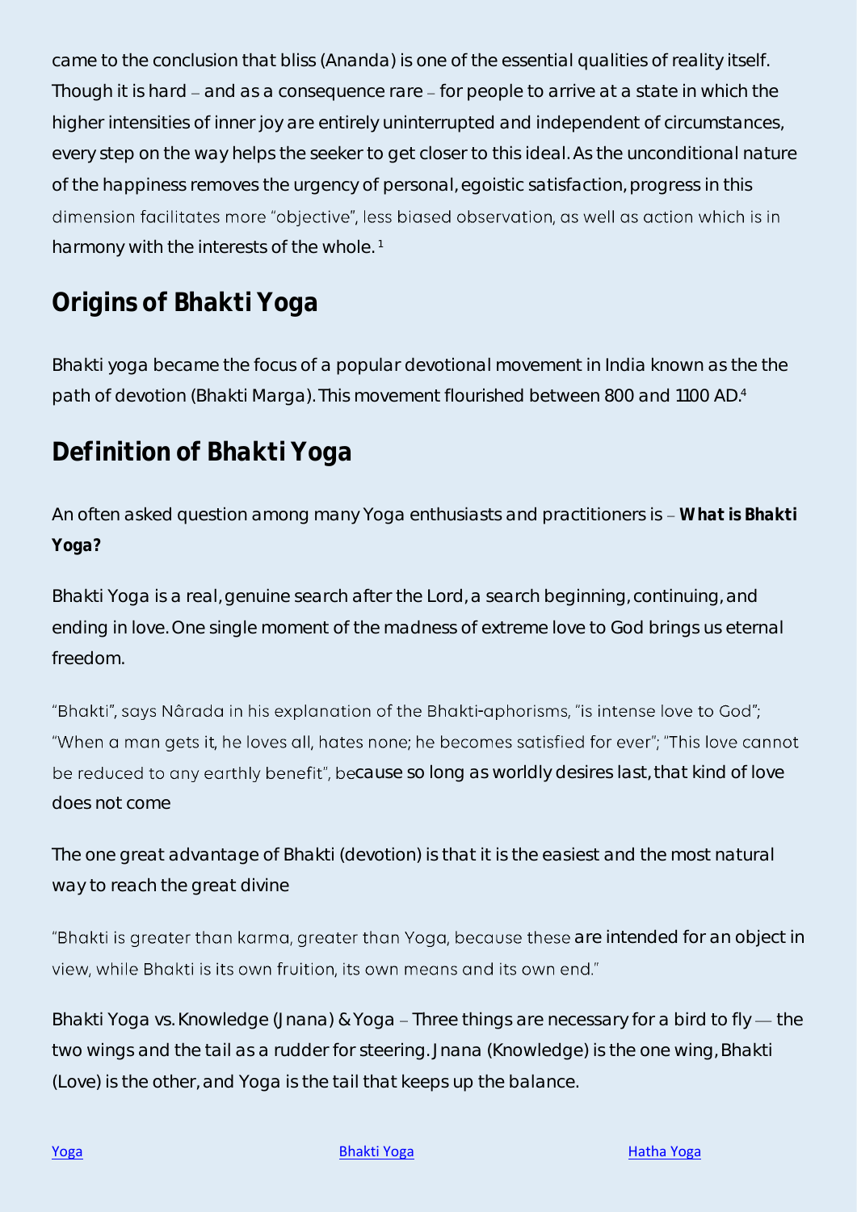came to the conclusion that bliss (Ananda) is one of the essential qualities of reality itself. Though it is hard – and as a consequence rare – for people to arrive at a state in which the higher intensities of inner joy are entirely uninterrupted and independent of circumstances, every step on the way helps the seeker to get closer to this ideal. As the unconditional nature of the happiness removes the urgency of personal, egoistic satisfaction, progress in this dimension facilitates more "objective", less biased observation, as well as action which is in harmony with the interests of the whole. [1]

## Origins of Bhakti Yoga

Bhakti yoga became the focus of a popular devotional movement in India known as the the path of devotion (Bhakti Marga). This movement flourished between 800 and 1100 AD.[4]

## Definition of Bhakti Yoga

An often asked question among many Yoga enthusiasts and practitioners is – **What is Bhakti Yoga?**

Bhakti Yoga is a real, genuine search after the Lord, a search beginning, continuing, and ending in love. One single moment of the madness of extreme love to God brings us eternal freedom.

"Bhakti", says Nârada in his explanation of the Bhakti-aphorisms, "is intense love to God"; "When a man gets it, he loves all, hates none; he becomes satisfied for ever"; "This love cannot be reduced to any earthly benefit", because so long as worldly desires last, that kind of love does not come

The one great advantage of Bhakti (devotion) is that it is the easiest and the most natural way to reach the great divine

"Bhakti is greater than karma, greater than Yoga, because these are intended for an object in view, while Bhakti is its own fruition, its own means and its own end."

Bhakti Yoga vs. Knowledge (Jnana) & Yoga – Three things are necessary for a bird to fly — the two wings and the tail as a rudder for steering. Jnana (Knowledge) is the one wing, Bhakti (Love) is the other, and Yoga is the tail that keeps up the balance.

Yoga Bhakti Yoga Hatha Yoga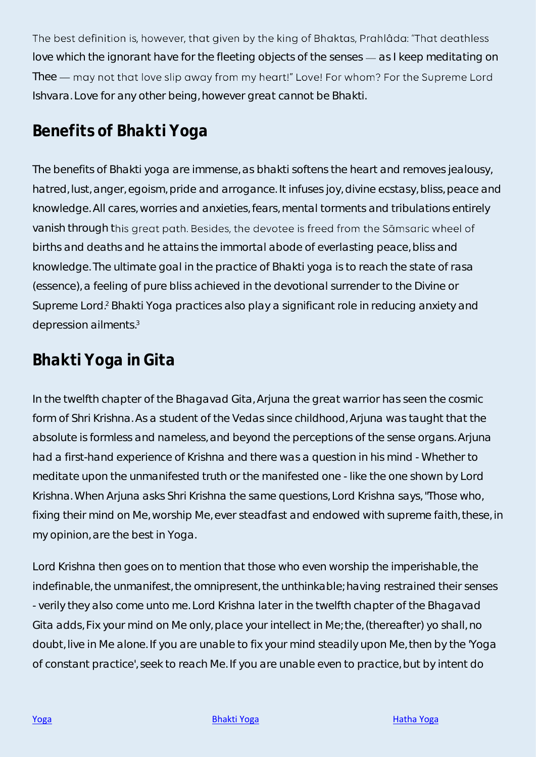The best definition is, however, that given by the king of Bhaktas, Prahlâda: "That deathless love which the ignorant have for the fleeting objects of the senses — as I keep meditating on Thee — may not that love slip away from my heart!" Love! For whom? For the Supreme Lord Ishvara. Love for any other being, however great cannot be Bhakti.

## Benefits of Bhakti Yoga

The benefits of Bhakti yoga are immense, as bhakti softens the heart and removes jealousy, hatred, lust, anger, egoism, pride and arrogance. It infuses joy, divine ecstasy, bliss, peace and knowledge. All cares, worries and anxieties, fears, mental torments and tribulations entirely vanish through this great path. Besides, the devotee is freed from the Sāmsaric wheel of births and deaths and he attains the immortal abode of everlasting peace, bliss and knowledge. The ultimate goal in the practice of Bhakti yoga is to reach the state of rasa (essence), a feeling of pure bliss achieved in the devotional surrender to the Divine or Supreme Lord.[2] Bhakti Yoga practices also play a significant role in reducing anxiety and depression ailments.[3]

## Bhakti Yoga in Gita

In the twelfth chapter of the Bhagavad Gita, Arjuna the great warrior has seen the cosmic form of Shri Krishna. As a student of the Vedas since childhood, Arjuna was taught that the absolute is formless and nameless, and beyond the perceptions of the sense organs. Arjuna had a first-hand experience of Krishna and there was a question in his mind - Whether to meditate upon the unmanifested truth or the manifested one - like the one shown by Lord Krishna. When Arjuna asks Shri Krishna the same questions, Lord Krishna says, "Those who, fixing their mind on Me, worship Me, ever steadfast and endowed with supreme faith, these, in my opinion, are the best in Yoga.

Lord Krishna then goes on to mention that those who even worship the imperishable, the indefinable, the unmanifest, the omnipresent, the unthinkable; having restrained their senses - verily they also come unto me. Lord Krishna later in the twelfth chapter of the Bhagavad Gita adds, Fix your mind on Me only, place your intellect in Me; the, (thereafter) yo shall, no doubt, live in Me alone. If you are unable to fix your mind steadily upon Me, then by the 'Yoga of constant practice', seek to reach Me. If you are unable even to practice, but by intent do

Yoga Bhakti Yoga Hatha Yoga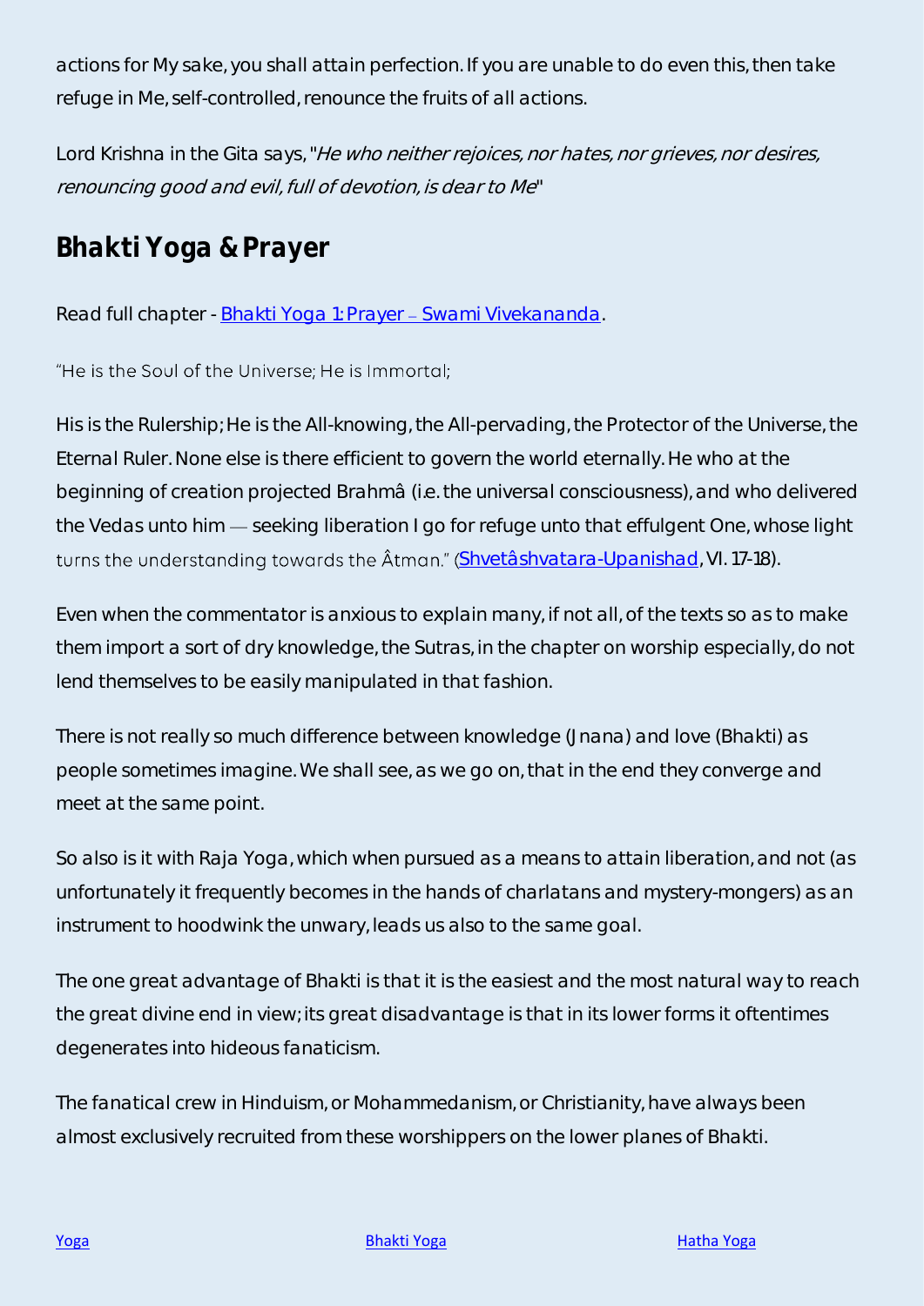actions for My sake, you shall attain perfection. If you are unable to do even this, then take refuge in Me, self-controlled, renounce the fruits of all actions.

Lord Krishna in the Gita says, "*He who neither rejoices, nor hates, nor grieves, nor desires, renouncing good and evil, full of devotion, is dear to Me*"

## Bhakti Yoga & Prayer

Read full chapter - [Bhakti Yoga 1: Prayer – Swami Vivekananda](#).

"He is the Soul of the Universe; He is Immortal;

His is the Rulership; He is the All-knowing, the All-pervading, the Protector of the Universe, the Eternal Ruler. None else is there efficient to govern the world eternally. He who at the beginning of creation projected Brahmâ (i.e. the universal consciousness), and who delivered the Vedas unto him — seeking liberation I go for refuge unto that effulgent One, whose light turns the understanding towards the Âtman." ([Shvetâshvatara-Upanishad](#), VI. 17-18).

Even when the commentator is anxious to explain many, if not all, of the texts so as to make them import a sort of dry knowledge, the Sutras, in the chapter on worship especially, do not lend themselves to be easily manipulated in that fashion.

There is not really so much difference between knowledge (Jnana) and love (Bhakti) as people sometimes imagine. We shall see, as we go on, that in the end they converge and meet at the same point.

So also is it with Raja Yoga, which when pursued as a means to attain liberation, and not (as unfortunately it frequently becomes in the hands of charlatans and mystery-mongers) as an instrument to hoodwink the unwary, leads us also to the same goal.

The one great advantage of Bhakti is that it is the easiest and the most natural way to reach the great divine end in view; its great disadvantage is that in its lower forms it oftentimes degenerates into hideous fanaticism.

The fanatical crew in Hinduism, or Mohammedanism, or Christianity, have always been almost exclusively recruited from these worshippers on the lower planes of Bhakti.

[Yoga](#) [Bhakti Yoga](#) [Hatha Yoga](#)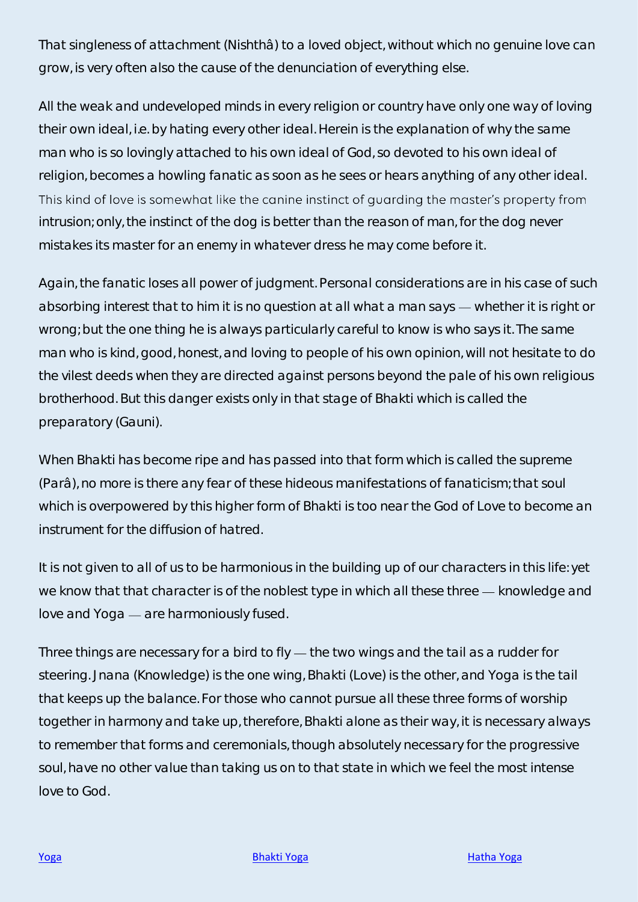That singleness of attachment (Nishthâ) to a loved object, without which no genuine love can grow, is very often also the cause of the denunciation of everything else.

All the weak and undeveloped minds in every religion or country have only one way of loving their own ideal, i.e. by hating every other ideal. Herein is the explanation of why the same man who is so lovingly attached to his own ideal of God, so devoted to his own ideal of religion, becomes a howling fanatic as soon as he sees or hears anything of any other ideal. This kind of love is somewhat like the canine instinct of guarding the master's property from intrusion; only, the instinct of the dog is better than the reason of man, for the dog never mistakes its master for an enemy in whatever dress he may come before it.

Again, the fanatic loses all power of judgment. Personal considerations are in his case of such absorbing interest that to him it is no question at all what a man says — whether it is right or wrong; but the one thing he is always particularly careful to know is who says it. The same man who is kind, good, honest, and loving to people of his own opinion, will not hesitate to do the vilest deeds when they are directed against persons beyond the pale of his own religious brotherhood. But this danger exists only in that stage of Bhakti which is called the preparatory (Gauni).

When Bhakti has become ripe and has passed into that form which is called the supreme (Parâ), no more is there any fear of these hideous manifestations of fanaticism; that soul which is overpowered by this higher form of Bhakti is too near the God of Love to become an instrument for the diffusion of hatred.

It is not given to all of us to be harmonious in the building up of our characters in this life: yet we know that that character is of the noblest type in which all these three — knowledge and love and Yoga — are harmoniously fused.

Three things are necessary for a bird to fly — the two wings and the tail as a rudder for steering. Jnana (Knowledge) is the one wing, Bhakti (Love) is the other, and Yoga is the tail that keeps up the balance. For those who cannot pursue all these three forms of worship together in harmony and take up, therefore, Bhakti alone as their way, it is necessary always to remember that forms and ceremonials, though absolutely necessary for the progressive soul, have no other value than taking us on to that state in which we feel the most intense love to God.

[Yoga](#) [Bhakti Yoga](#) [Hatha Yoga](#)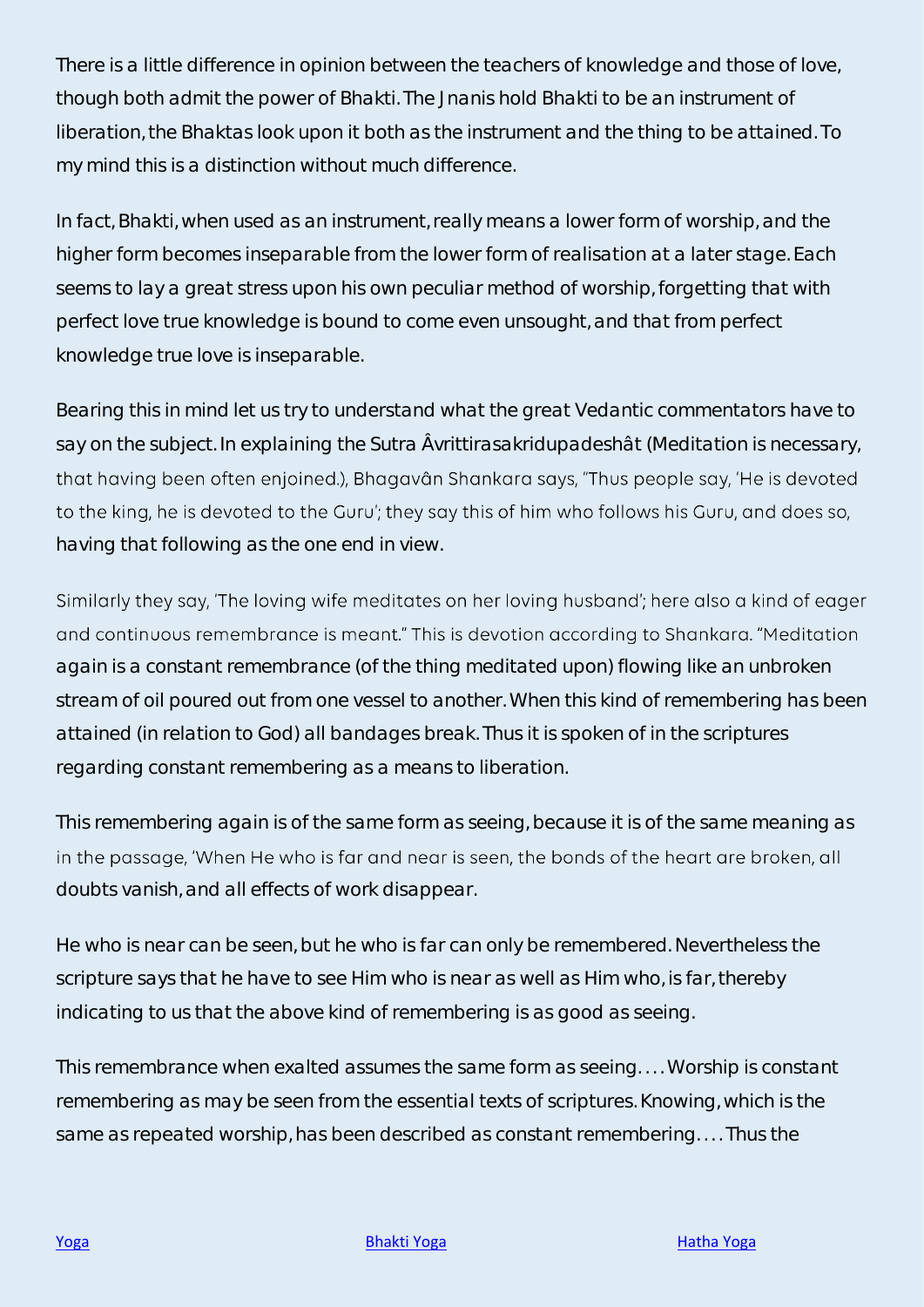There is a little difference in opinion between the teachers of knowledge and those of love, though both admit the power of Bhakti. The Jnanis hold Bhakti to be an instrument of liberation, the Bhaktas look upon it both as the instrument and the thing to be attained. To my mind this is a distinction without much difference.

In fact, Bhakti, when used as an instrument, really means a lower form of worship, and the higher form becomes inseparable from the lower form of realisation at a later stage. Each seems to lay a great stress upon his own peculiar method of worship, forgetting that with perfect love true knowledge is bound to come even unsought, and that from perfect knowledge true love is inseparable.

Bearing this in mind let us try to understand what the great Vedantic commentators have to say on the subject. In explaining the Sutra Âvrittirasakridupadeshât (Meditation is necessary, that having been often enjoined.), Bhagavân Shankara says, "Thus people say, 'He is devoted to the king, he is devoted to the Guru'; they say this of him who follows his Guru, and does so, having that following as the one end in view.

Similarly they say, 'The loving wife meditates on her loving husband'; here also a kind of eager and continuous remembrance is meant." This is devotion according to Shankara. "Meditation again is a constant remembrance (of the thing meditated upon) flowing like an unbroken stream of oil poured out from one vessel to another. When this kind of remembering has been attained (in relation to God) all bandages break. Thus it is spoken of in the scriptures regarding constant remembering as a means to liberation.

This remembering again is of the same form as seeing, because it is of the same meaning as in the passage, 'When He who is far and near is seen, the bonds of the heart are broken, all doubts vanish, and all effects of work disappear.

He who is near can be seen, but he who is far can only be remembered. Nevertheless the scripture says that he have to see Him who is near as well as Him who, is far, thereby indicating to us that the above kind of remembering is as good as seeing.

This remembrance when exalted assumes the same form as seeing. . . . Worship is constant remembering as may be seen from the essential texts of scriptures. Knowing, which is the same as repeated worship, has been described as constant remembering. . . . Thus the

Yoga Bhakti Yoga Hatha Yoga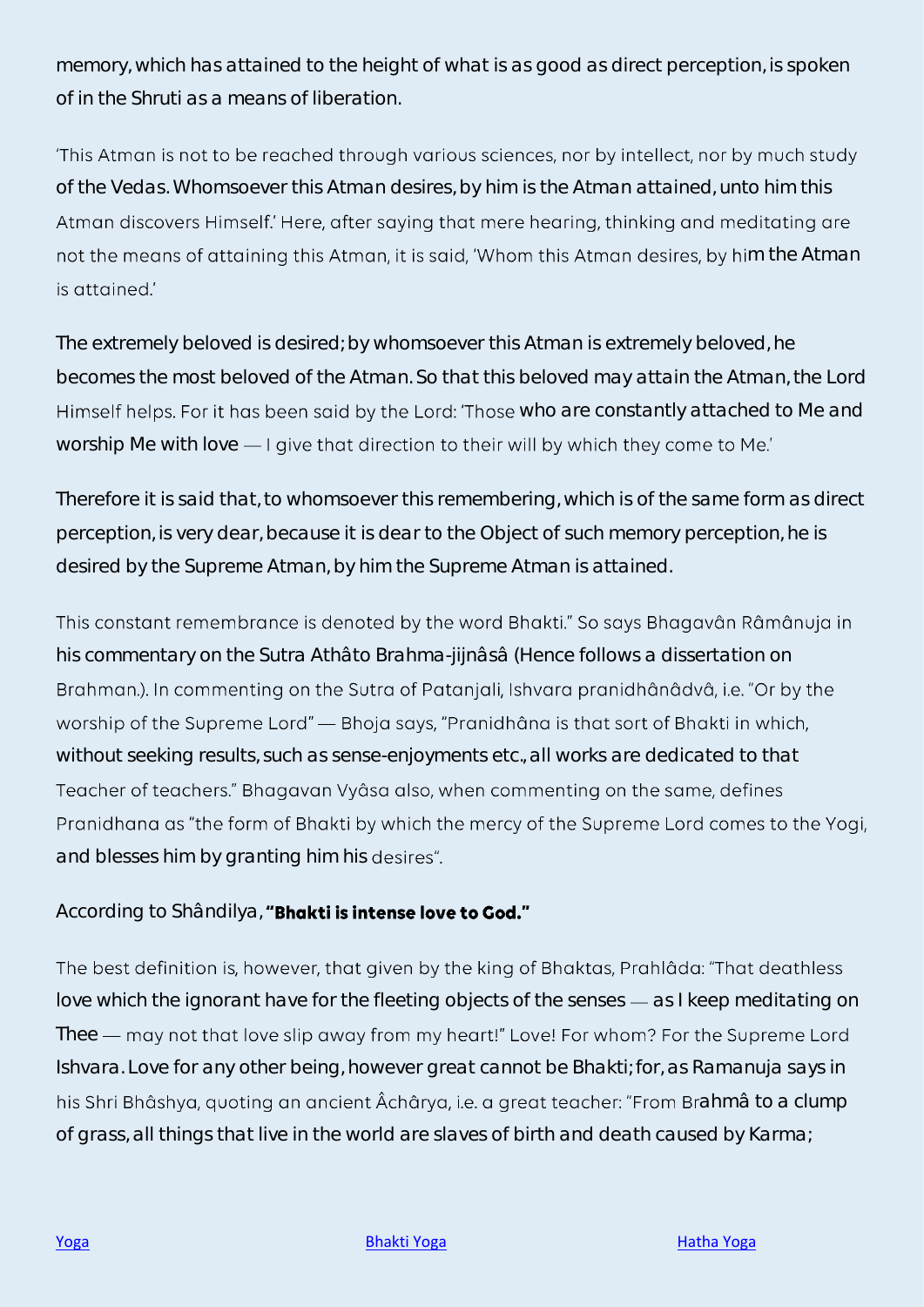memory, which has attained to the height of what is as good as direct perception, is spoken of in the Shruti as a means of liberation.

'This Atman is not to be reached through various sciences, nor by intellect, nor by much study of the Vedas. Whomsoever this Atman desires, by him is the Atman attained, unto him this Atman discovers Himself.' Here, after saying that mere hearing, thinking and meditating are not the means of attaining this Atman, it is said, 'Whom this Atman desires, by him the Atman is attained.'

The extremely beloved is desired; by whomsoever this Atman is extremely beloved, he becomes the most beloved of the Atman. So that this beloved may attain the Atman, the Lord Himself helps. For it has been said by the Lord: 'Those who are constantly attached to Me and worship Me with love — I give that direction to their will by which they come to Me.'

Therefore it is said that, to whomsoever this remembering, which is of the same form as direct perception, is very dear, because it is dear to the Object of such memory perception, he is desired by the Supreme Atman, by him the Supreme Atman is attained.

This constant remembrance is denoted by the word Bhakti." So says Bhagavân Râmânuja in his commentary on the Sutra Athâto Brahma-jijnâsâ (Hence follows a dissertation on Brahman.). In commenting on the Sutra of Patanjali, Ishvara pranidhânâdvâ, i.e. "Or by the worship of the Supreme Lord" — Bhoja says, "Pranidhâna is that sort of Bhakti in which, without seeking results, such as sense-enjoyments etc., all works are dedicated to that Teacher of teachers." Bhagavan Vyâsa also, when commenting on the same, defines Pranidhana as "the form of Bhakti by which the mercy of the Supreme Lord comes to the Yogi, and blesses him by granting him his desires".

According to Shândilya, **"Bhakti is intense love to God."**

The best definition is, however, that given by the king of Bhaktas, Prahlâda: "That deathless love which the ignorant have for the fleeting objects of the senses — as I keep meditating on Thee — may not that love slip away from my heart!" Love! For whom? For the Supreme Lord Ishvara. Love for any other being, however great cannot be Bhakti; for, as Ramanuja says in his Shri Bhâshya, quoting an ancient Âchârya, i.e. a great teacher: "From Brahmâ to a clump of grass, all things that live in the world are slaves of birth and death caused by Karma;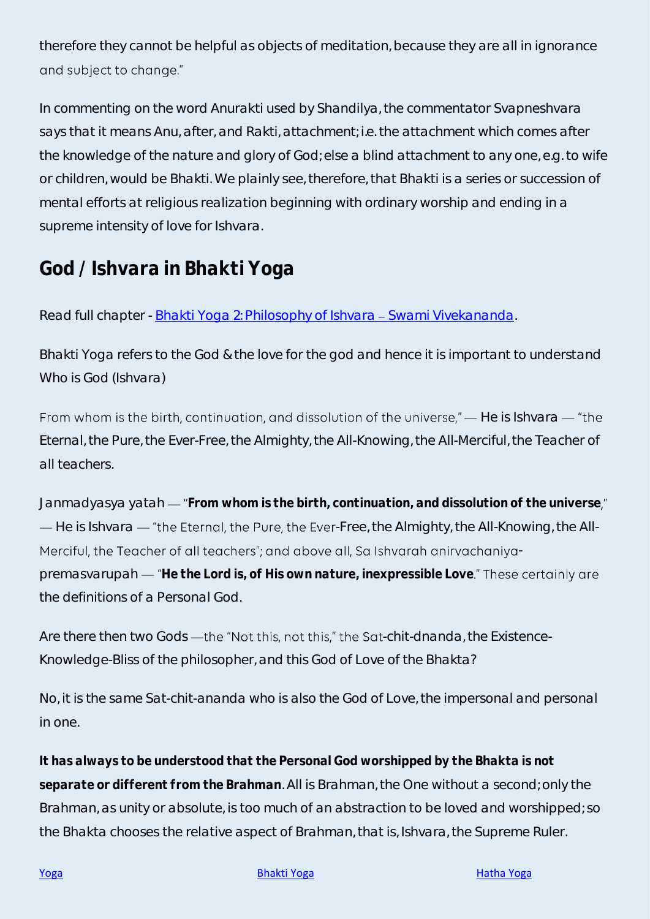therefore they cannot be helpful as objects of meditation, because they are all in ignorance and subject to change."

In commenting on the word Anurakti used by Shandilya, the commentator Svapneshvara says that it means Anu, after, and Rakti, attachment; i.e. the attachment which comes after the knowledge of the nature and glory of God; else a blind attachment to any one, e.g. to wife or children, would be Bhakti. We plainly see, therefore, that Bhakti is a series or succession of mental efforts at religious realization beginning with ordinary worship and ending in a supreme intensity of love for Ishvara.

## God / Ishvara in Bhakti Yoga

Read full chapter - [Bhakti Yoga 2: Philosophy of Ishvara – Swami Vivekananda].

Bhakti Yoga refers to the God & the love for the god and hence it is important to understand Who is God (Ishvara)

From whom is the birth, continuation, and dissolution of the universe," — He is Ishvara — "the Eternal, the Pure, the Ever-Free, the Almighty, the All-Knowing, the All-Merciful, the Teacher of all teachers.

Janmadyasya yatah — "**From whom is the birth, continuation, and dissolution of the universe**," — He is Ishvara — "the Eternal, the Pure, the Ever-Free, the Almighty, the All-Knowing, the All-Merciful, the Teacher of all teachers"; and above all, Sa Ishvarah anirvachaniya-premasvarupah — "**He the Lord is, of His own nature, inexpressible Love**." These certainly are the definitions of a Personal God.

Are there then two Gods —the "Not this, not this," the Sat-chit-dnanda, the Existence-Knowledge-Bliss of the philosopher, and this God of Love of the Bhakta?

No, it is the same Sat-chit-ananda who is also the God of Love, the impersonal and personal in one.

***It has always to be understood that the Personal God worshipped by the Bhakta is not separate or different from the Brahman***. All is Brahman, the One without a second; only the Brahman, as unity or absolute, is too much of an abstraction to be loved and worshipped; so the Bhakta chooses the relative aspect of Brahman, that is, Ishvara, the Supreme Ruler.

[Yoga] [Bhakti Yoga] [Hatha Yoga]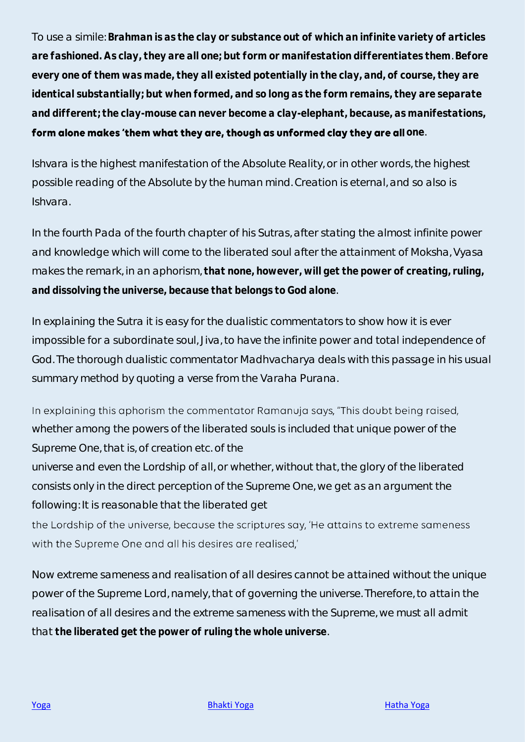To use a simile: **Brahman is as the clay or substance out of which an infinite variety of articles are fashioned. As clay, they are all one; but form or manifestation differentiates them**. **Before every one of them was made, they all existed potentially in the clay, and, of course, they are identical substantially; but when formed, and so long as the form remains, they are separate and different; the clay-mouse can never become a clay-elephant, because, as manifestations, form alone makes 'them what they are, though as unformed clay they are all one**.

Ishvara is the highest manifestation of the Absolute Reality, or in other words, the highest possible reading of the Absolute by the human mind. Creation is eternal, and so also is Ishvara.

In the fourth Pada of the fourth chapter of his Sutras, after stating the almost infinite power and knowledge which will come to the liberated soul after the attainment of Moksha, Vyasa makes the remark, in an aphorism, **that none, however, will get the power of creating, ruling, and dissolving the universe, because that belongs to God alone**.

In explaining the Sutra it is easy for the dualistic commentators to show how it is ever impossible for a subordinate soul, Jiva, to have the infinite power and total independence of God. The thorough dualistic commentator Madhvacharya deals with this passage in his usual summary method by quoting a verse from the Varaha Purana.

In explaining this aphorism the commentator Ramanuja says, "This doubt being raised, whether among the powers of the liberated souls is included that unique power of the Supreme One, that is, of creation etc. of the universe and even the Lordship of all, or whether, without that, the glory of the liberated consists only in the direct perception of the Supreme One, we get as an argument the following: It is reasonable that the liberated get the Lordship of the universe, because the scriptures say, 'He attains to extreme sameness with the Supreme One and all his desires are realised,'

Now extreme sameness and realisation of all desires cannot be attained without the unique power of the Supreme Lord, namely, that of governing the universe. Therefore, to attain the realisation of all desires and the extreme sameness with the Supreme, we must all admit that **the liberated get the power of ruling the whole universe**.

[Yoga] [Bhakti Yoga] [Hatha Yoga]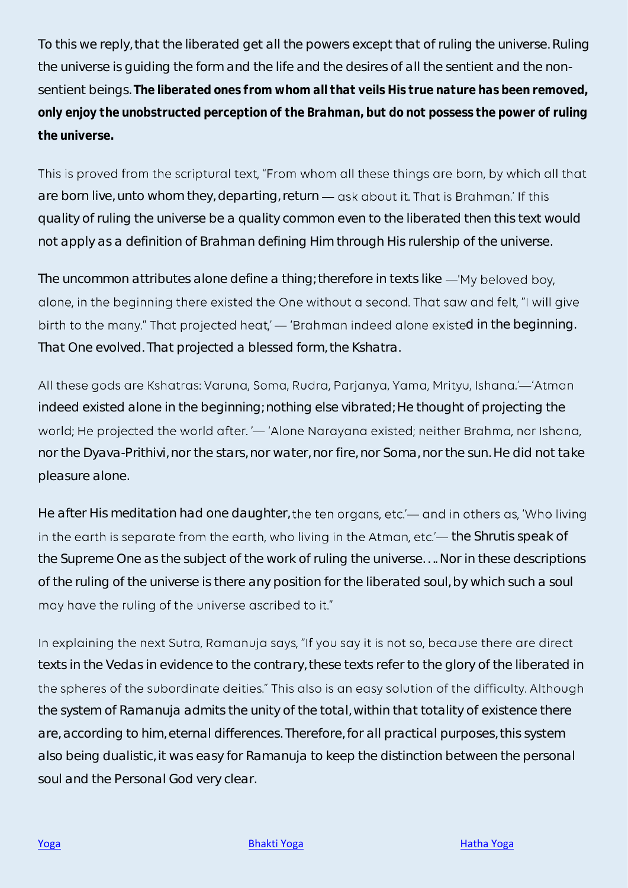To this we reply, that the liberated get all the powers except that of ruling the universe. Ruling the universe is guiding the form and the life and the desires of all the sentient and the non-sentient beings. **The liberated ones from whom all that veils His true nature has been removed, only enjoy the unobstructed perception of the Brahman, but do not possess the power of ruling the universe.**

This is proved from the scriptural text, "From whom all these things are born, by which all that are born live, unto whom they, departing, return — ask about it. That is Brahman.' If this quality of ruling the universe be a quality common even to the liberated then this text would not apply as a definition of Brahman defining Him through His rulership of the universe.

The uncommon attributes alone define a thing; therefore in texts like —'My beloved boy, alone, in the beginning there existed the One without a second. That saw and felt, "I will give birth to the many." That projected heat,' — 'Brahman indeed alone existed in the beginning. That One evolved. That projected a blessed form, the Kshatra.

All these gods are Kshatras: Varuna, Soma, Rudra, Parjanya, Yama, Mrityu, Ishana.'—'Atman indeed existed alone in the beginning; nothing else vibrated; He thought of projecting the world; He projected the world after. '— 'Alone Narayana existed; neither Brahma, nor Ishana, nor the Dyava-Prithivi, nor the stars, nor water, nor fire, nor Soma, nor the sun. He did not take pleasure alone.

He after His meditation had one daughter, the ten organs, etc.'— and in others as, 'Who living in the earth is separate from the earth, who living in the Atman, etc.'— the Shrutis speak of the Supreme One as the subject of the work of ruling the universe. . .. Nor in these descriptions of the ruling of the universe is there any position for the liberated soul, by which such a soul may have the ruling of the universe ascribed to it."

In explaining the next Sutra, Ramanuja says, "If you say it is not so, because there are direct texts in the Vedas in evidence to the contrary, these texts refer to the glory of the liberated in the spheres of the subordinate deities." This also is an easy solution of the difficulty. Although the system of Ramanuja admits the unity of the total, within that totality of existence there are, according to him, eternal differences. Therefore, for all practical purposes, this system also being dualistic, it was easy for Ramanuja to keep the distinction between the personal soul and the Personal God very clear.

[Yoga] [Bhakti Yoga] [Hatha Yoga]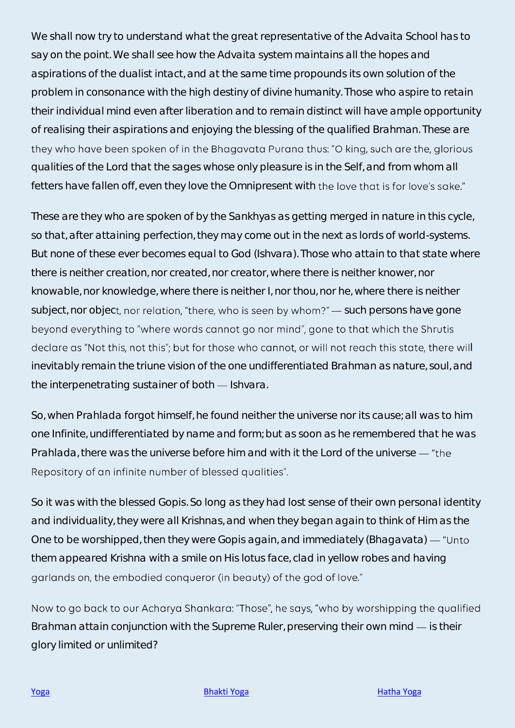We shall now try to understand what the great representative of the Advaita School has to say on the point. We shall see how the Advaita system maintains all the hopes and aspirations of the dualist intact, and at the same time propounds its own solution of the problem in consonance with the high destiny of divine humanity. Those who aspire to retain their individual mind even after liberation and to remain distinct will have ample opportunity of realising their aspirations and enjoying the blessing of the qualified Brahman. These are they who have been spoken of in the Bhagavata Purana thus: "O king, such are the, glorious qualities of the Lord that the sages whose only pleasure is in the Self, and from whom all fetters have fallen off, even they love the Omnipresent with the love that is for love's sake."

These are they who are spoken of by the Sankhyas as getting merged in nature in this cycle, so that, after attaining perfection, they may come out in the next as lords of world-systems. But none of these ever becomes equal to God (Ishvara). Those who attain to that state where there is neither creation, nor created, nor creator, where there is neither knower, nor knowable, nor knowledge, where there is neither I, nor thou, nor he, where there is neither subject, nor object, nor relation, "there, who is seen by whom?" — such persons have gone beyond everything to "where words cannot go nor mind", gone to that which the Shrutis declare as "Not this, not this"; but for those who cannot, or will not reach this state, there will inevitably remain the triune vision of the one undifferentiated Brahman as nature, soul, and the interpenetrating sustainer of both — Ishvara.

So, when Prahlada forgot himself, he found neither the universe nor its cause; all was to him one Infinite, undifferentiated by name and form; but as soon as he remembered that he was Prahlada, there was the universe before him and with it the Lord of the universe — "the Repository of an infinite number of blessed qualities".

So it was with the blessed Gopis. So long as they had lost sense of their own personal identity and individuality, they were all Krishnas, and when they began again to think of Him as the One to be worshipped, then they were Gopis again, and immediately (Bhagavata) — "Unto them appeared Krishna with a smile on His lotus face, clad in yellow robes and having garlands on, the embodied conqueror (in beauty) of the god of love."

Now to go back to our Acharya Shankara: "Those", he says, "who by worshipping the qualified Brahman attain conjunction with the Supreme Ruler, preserving their own mind — is their glory limited or unlimited?

Yoga | Bhakti Yoga | Hatha Yoga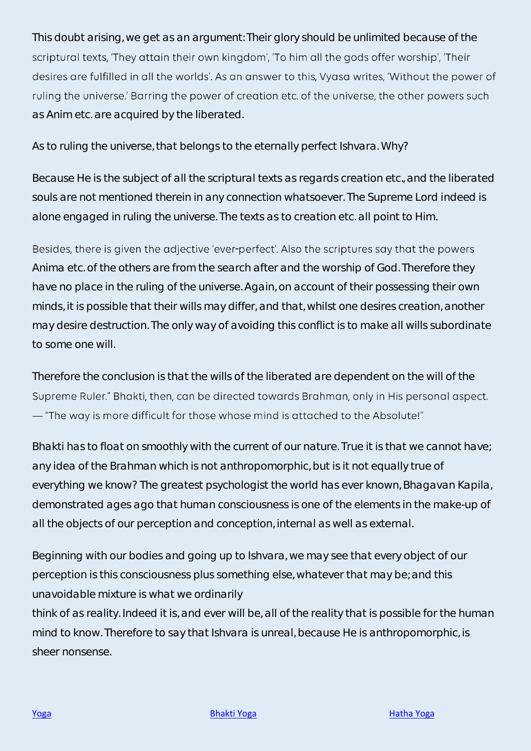This doubt arising, we get as an argument: Their glory should be unlimited because of the scriptural texts, 'They attain their own kingdom', 'To him all the gods offer worship', 'Their desires are fulfilled in all the worlds'. As an answer to this, Vyasa writes, 'Without the power of ruling the universe.' Barring the power of creation etc. of the universe, the other powers such as Anim etc. are acquired by the liberated.

As to ruling the universe, that belongs to the eternally perfect Ishvara. Why?

Because He is the subject of all the scriptural texts as regards creation etc., and the liberated souls are not mentioned therein in any connection whatsoever. The Supreme Lord indeed is alone engaged in ruling the universe. The texts as to creation etc. all point to Him.

Besides, there is given the adjective 'ever-perfect'. Also the scriptures say that the powers Anima etc. of the others are from the search after and the worship of God. Therefore they have no place in the ruling of the universe. Again, on account of their possessing their own minds, it is possible that their wills may differ, and that, whilst one desires creation, another may desire destruction. The only way of avoiding this conflict is to make all wills subordinate to some one will.

Therefore the conclusion is that the wills of the liberated are dependent on the will of the Supreme Ruler." Bhakti, then, can be directed towards Brahman, only in His personal aspect. — "The way is more difficult for those whose mind is attached to the Absolute!"

Bhakti has to float on smoothly with the current of our nature. True it is that we cannot have; any idea of the Brahman which is not anthropomorphic, but is it not equally true of everything we know? The greatest psychologist the world has ever known, Bhagavan Kapila, demonstrated ages ago that human consciousness is one of the elements in the make-up of all the objects of our perception and conception, internal as well as external.

Beginning with our bodies and going up to Ishvara, we may see that every object of our perception is this consciousness plus something else, whatever that may be; and this unavoidable mixture is what we ordinarily think of as reality. Indeed it is, and ever will be, all of the reality that is possible for the human mind to know. Therefore to say that Ishvara is unreal, because He is anthropomorphic, is sheer nonsense.

[Yoga] [Bhakti Yoga] [Hatha Yoga]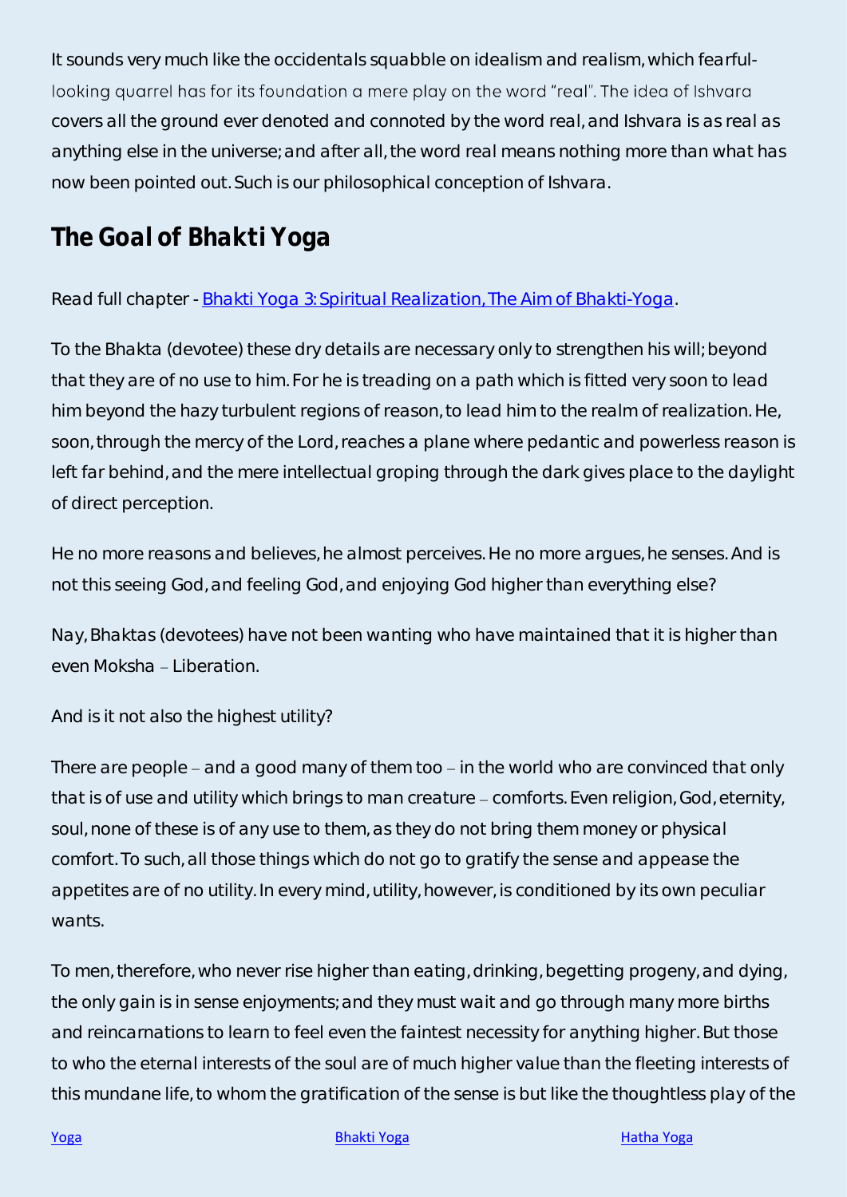It sounds very much like the occidentals squabble on idealism and realism, which fearful-looking quarrel has for its foundation a mere play on the word "real". The idea of Ishvara covers all the ground ever denoted and connoted by the word real, and Ishvara is as real as anything else in the universe; and after all, the word real means nothing more than what has now been pointed out. Such is our philosophical conception of Ishvara.

## The Goal of Bhakti Yoga

Read full chapter - [Bhakti Yoga 3: Spiritual Realization, The Aim of Bhakti-Yoga](#).

To the Bhakta (devotee) these dry details are necessary only to strengthen his will; beyond that they are of no use to him. For he is treading on a path which is fitted very soon to lead him beyond the hazy turbulent regions of reason, to lead him to the realm of realization. He, soon, through the mercy of the Lord, reaches a plane where pedantic and powerless reason is left far behind, and the mere intellectual groping through the dark gives place to the daylight of direct perception.

He no more reasons and believes, he almost perceives. He no more argues, he senses. And is not this seeing God, and feeling God, and enjoying God higher than everything else?

Nay, Bhaktas (devotees) have not been wanting who have maintained that it is higher than even Moksha – Liberation.

And is it not also the highest utility?

There are people – and a good many of them too – in the world who are convinced that only that is of use and utility which brings to man creature – comforts. Even religion, God, eternity, soul, none of these is of any use to them, as they do not bring them money or physical comfort. To such, all those things which do not go to gratify the sense and appease the appetites are of no utility. In every mind, utility, however, is conditioned by its own peculiar wants.

To men, therefore, who never rise higher than eating, drinking, begetting progeny, and dying, the only gain is in sense enjoyments; and they must wait and go through many more births and reincarnations to learn to feel even the faintest necessity for anything higher. But those to who the eternal interests of the soul are of much higher value than the fleeting interests of this mundane life, to whom the gratification of the sense is but like the thoughtless play of the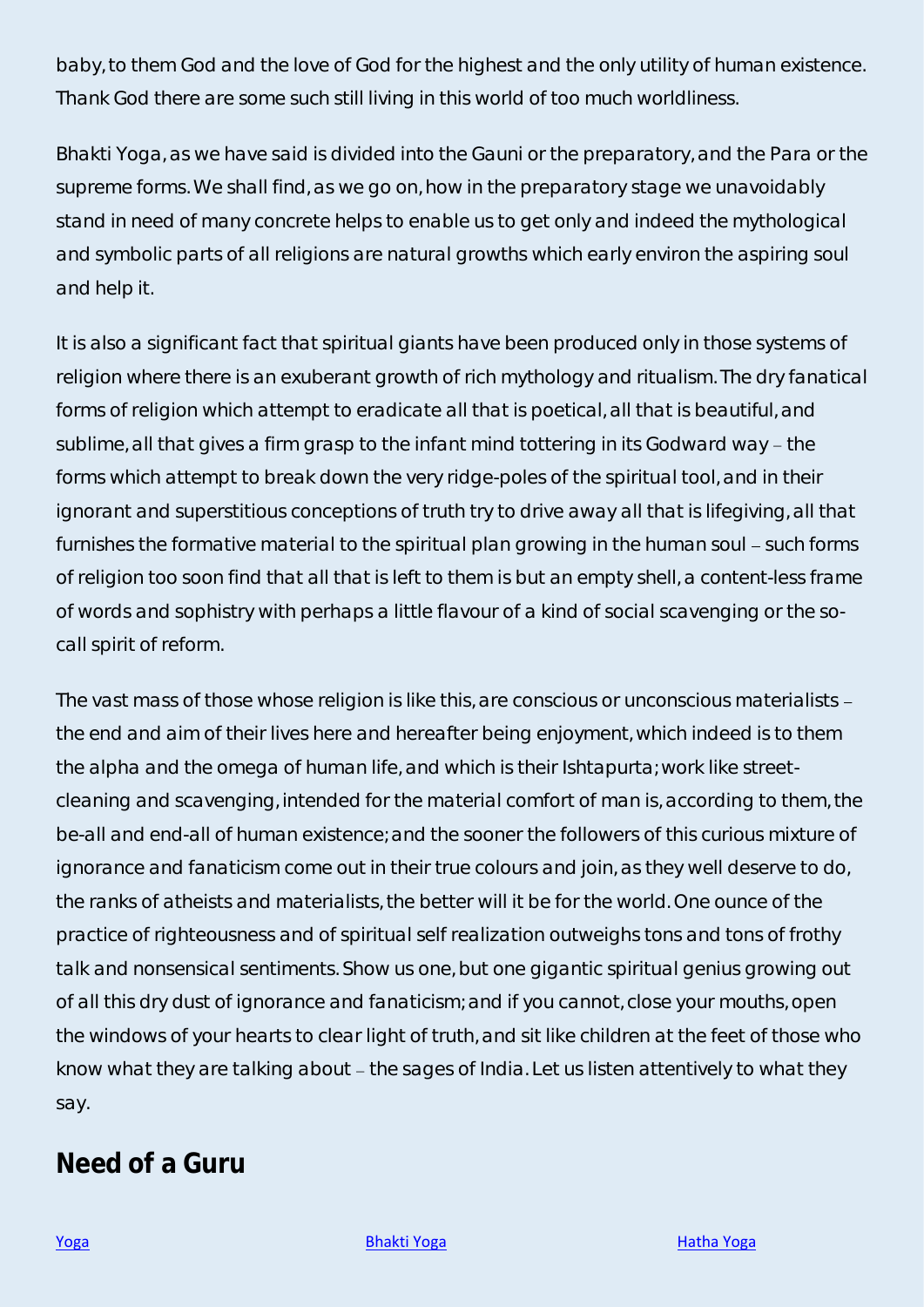baby, to them God and the love of God for the highest and the only utility of human existence. Thank God there are some such still living in this world of too much worldliness.

Bhakti Yoga, as we have said is divided into the Gauni or the preparatory, and the Para or the supreme forms. We shall find, as we go on, how in the preparatory stage we unavoidably stand in need of many concrete helps to enable us to get only and indeed the mythological and symbolic parts of all religions are natural growths which early environ the aspiring soul and help it.

It is also a significant fact that spiritual giants have been produced only in those systems of religion where there is an exuberant growth of rich mythology and ritualism. The dry fanatical forms of religion which attempt to eradicate all that is poetical, all that is beautiful, and sublime, all that gives a firm grasp to the infant mind tottering in its Godward way – the forms which attempt to break down the very ridge-poles of the spiritual tool, and in their ignorant and superstitious conceptions of truth try to drive away all that is lifegiving, all that furnishes the formative material to the spiritual plan growing in the human soul – such forms of religion too soon find that all that is left to them is but an empty shell, a content-less frame of words and sophistry with perhaps a little flavour of a kind of social scavenging or the so-call spirit of reform.

The vast mass of those whose religion is like this, are conscious or unconscious materialists – the end and aim of their lives here and hereafter being enjoyment, which indeed is to them the alpha and the omega of human life, and which is their Ishtapurta; work like street-cleaning and scavenging, intended for the material comfort of man is, according to them, the be-all and end-all of human existence; and the sooner the followers of this curious mixture of ignorance and fanaticism come out in their true colours and join, as they well deserve to do, the ranks of atheists and materialists, the better will it be for the world. One ounce of the practice of righteousness and of spiritual self realization outweighs tons and tons of frothy talk and nonsensical sentiments. Show us one, but one gigantic spiritual genius growing out of all this dry dust of ignorance and fanaticism; and if you cannot, close your mouths, open the windows of your hearts to clear light of truth, and sit like children at the feet of those who know what they are talking about – the sages of India. Let us listen attentively to what they say.

## Need of a Guru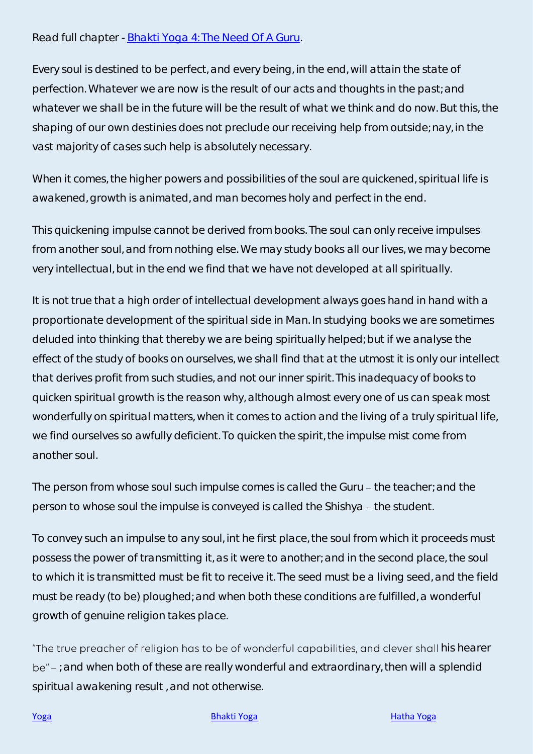Read full chapter - [Bhakti Yoga 4: The Need Of A Guru].

Every soul is destined to be perfect, and every being, in the end, will attain the state of perfection. Whatever we are now is the result of our acts and thoughts in the past; and whatever we shall be in the future will be the result of what we think and do now. But this, the shaping of our own destinies does not preclude our receiving help from outside; nay, in the vast majority of cases such help is absolutely necessary.

When it comes, the higher powers and possibilities of the soul are quickened, spiritual life is awakened, growth is animated, and man becomes holy and perfect in the end.

This quickening impulse cannot be derived from books. The soul can only receive impulses from another soul, and from nothing else. We may study books all our lives, we may become very intellectual, but in the end we find that we have not developed at all spiritually.

It is not true that a high order of intellectual development always goes hand in hand with a proportionate development of the spiritual side in Man. In studying books we are sometimes deluded into thinking that thereby we are being spiritually helped; but if we analyse the effect of the study of books on ourselves, we shall find that at the utmost it is only our intellect that derives profit from such studies, and not our inner spirit. This inadequacy of books to quicken spiritual growth is the reason why, although almost every one of us can speak most wonderfully on spiritual matters, when it comes to action and the living of a truly spiritual life, we find ourselves so awfully deficient. To quicken the spirit, the impulse mist come from another soul.

The person from whose soul such impulse comes is called the Guru – the teacher; and the person to whose soul the impulse is conveyed is called the Shishya – the student.

To convey such an impulse to any soul, int he first place, the soul from which it proceeds must possess the power of transmitting it, as it were to another; and in the second place, the soul to which it is transmitted must be fit to receive it. The seed must be a living seed, and the field must be ready (to be) ploughed; and when both these conditions are fulfilled, a wonderful growth of genuine religion takes place.

"The true preacher of religion has to be of wonderful capabilities, and clever shall his hearer be" – ; and when both of these are really wonderful and extraordinary, then will a splendid spiritual awakening result , and not otherwise.

Yoga Bhakti Yoga Hatha Yoga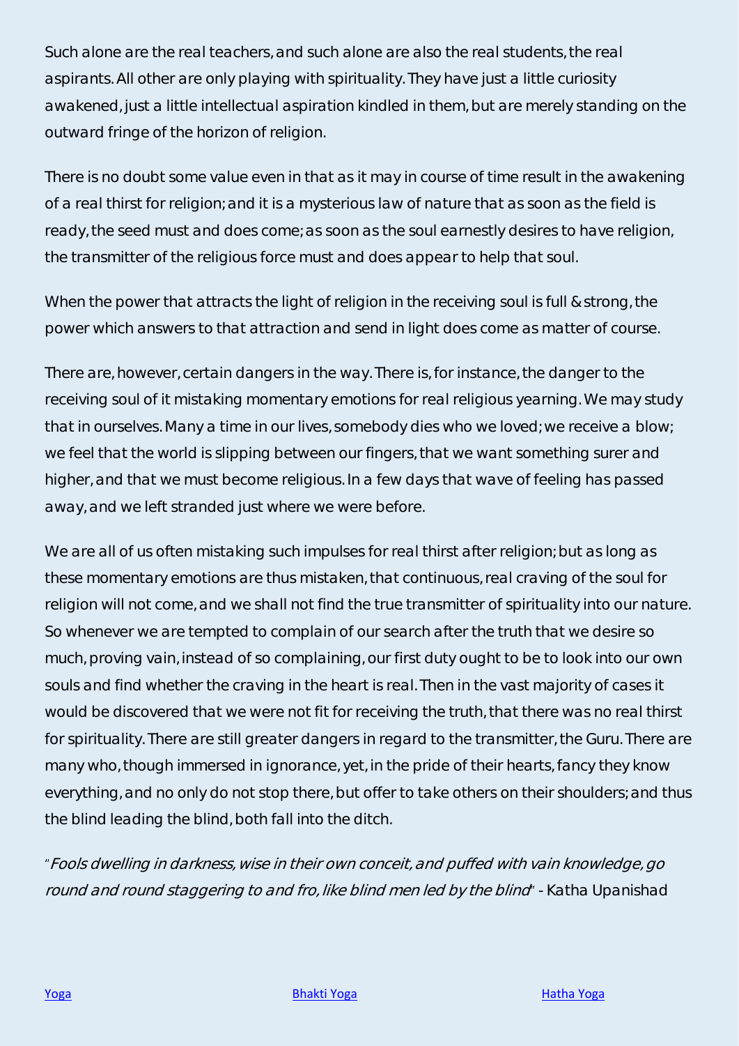Such alone are the real teachers, and such alone are also the real students, the real aspirants. All other are only playing with spirituality. They have just a little curiosity awakened, just a little intellectual aspiration kindled in them, but are merely standing on the outward fringe of the horizon of religion.

There is no doubt some value even in that as it may in course of time result in the awakening of a real thirst for religion; and it is a mysterious law of nature that as soon as the field is ready, the seed must and does come; as soon as the soul earnestly desires to have religion, the transmitter of the religious force must and does appear to help that soul.

When the power that attracts the light of religion in the receiving soul is full & strong, the power which answers to that attraction and send in light does come as matter of course.

There are, however, certain dangers in the way. There is, for instance, the danger to the receiving soul of it mistaking momentary emotions for real religious yearning. We may study that in ourselves. Many a time in our lives, somebody dies who we loved; we receive a blow; we feel that the world is slipping between our fingers, that we want something surer and higher, and that we must become religious. In a few days that wave of feeling has passed away, and we left stranded just where we were before.

We are all of us often mistaking such impulses for real thirst after religion; but as long as these momentary emotions are thus mistaken, that continuous, real craving of the soul for religion will not come, and we shall not find the true transmitter of spirituality into our nature. So whenever we are tempted to complain of our search after the truth that we desire so much, proving vain, instead of so complaining, our first duty ought to be to look into our own souls and find whether the craving in the heart is real. Then in the vast majority of cases it would be discovered that we were not fit for receiving the truth, that there was no real thirst for spirituality. There are still greater dangers in regard to the transmitter, the Guru. There are many who, though immersed in ignorance, yet, in the pride of their hearts, fancy they know everything, and no only do not stop there, but offer to take others on their shoulders; and thus the blind leading the blind, both fall into the ditch.

"*Fools dwelling in darkness, wise in their own conceit, and puffed with vain knowledge, go round and round staggering to and fro, like blind men led by the blind*" - Katha Upanishad

Yoga Bhakti Yoga Hatha Yoga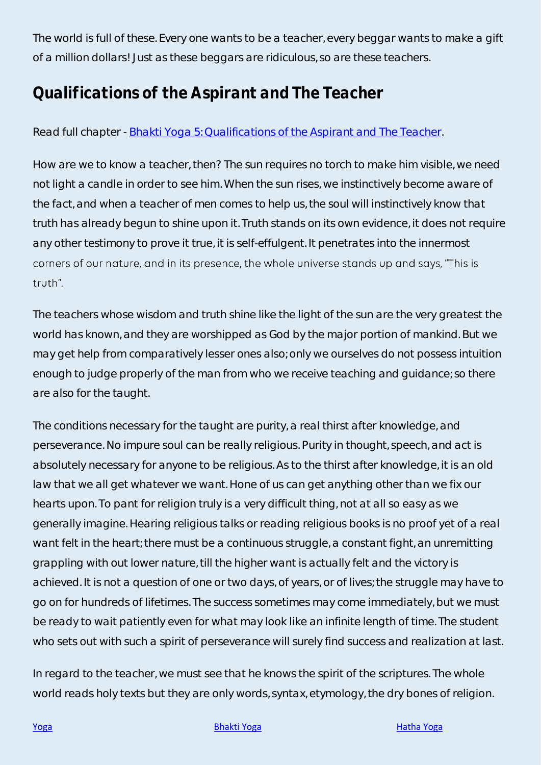The world is full of these. Every one wants to be a teacher, every beggar wants to make a gift of a million dollars! Just as these beggars are ridiculous, so are these teachers.

## Qualifications of the Aspirant and The Teacher

Read full chapter - [Bhakti Yoga 5: Qualifications of the Aspirant and The Teacher](#).

How are we to know a teacher, then? The sun requires no torch to make him visible, we need not light a candle in order to see him. When the sun rises, we instinctively become aware of the fact, and when a teacher of men comes to help us, the soul will instinctively know that truth has already begun to shine upon it. Truth stands on its own evidence, it does not require any other testimony to prove it true, it is self-effulgent. It penetrates into the innermost corners of our nature, and in its presence, the whole universe stands up and says, "This is truth".

The teachers whose wisdom and truth shine like the light of the sun are the very greatest the world has known, and they are worshipped as God by the major portion of mankind. But we may get help from comparatively lesser ones also; only we ourselves do not possess intuition enough to judge properly of the man from who we receive teaching and guidance; so there are also for the taught.

The conditions necessary for the taught are purity, a real thirst after knowledge, and perseverance. No impure soul can be really religious. Purity in thought, speech, and act is absolutely necessary for anyone to be religious. As to the thirst after knowledge, it is an old law that we all get whatever we want. Hone of us can get anything other than we fix our hearts upon. To pant for religion truly is a very difficult thing, not at all so easy as we generally imagine. Hearing religious talks or reading religious books is no proof yet of a real want felt in the heart; there must be a continuous struggle, a constant fight, an unremitting grappling with out lower nature, till the higher want is actually felt and the victory is achieved. It is not a question of one or two days, of years, or of lives; the struggle may have to go on for hundreds of lifetimes. The success sometimes may come immediately, but we must be ready to wait patiently even for what may look like an infinite length of time. The student who sets out with such a spirit of perseverance will surely find success and realization at last.

In regard to the teacher, we must see that he knows the spirit of the scriptures. The whole world reads holy texts but they are only words, syntax, etymology, the dry bones of religion.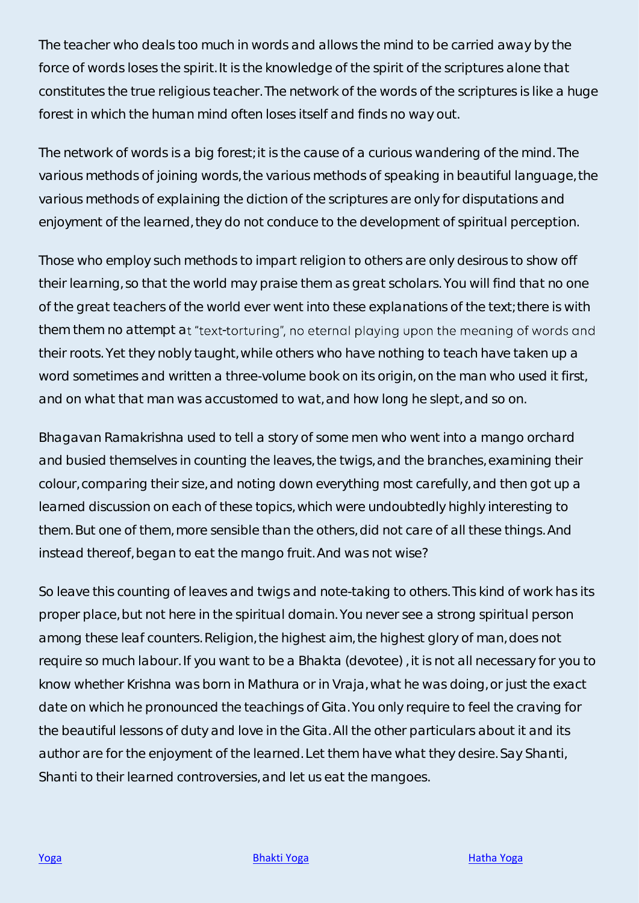The teacher who deals too much in words and allows the mind to be carried away by the force of words loses the spirit. It is the knowledge of the spirit of the scriptures alone that constitutes the true religious teacher. The network of the words of the scriptures is like a huge forest in which the human mind often loses itself and finds no way out.

The network of words is a big forest; it is the cause of a curious wandering of the mind. The various methods of joining words, the various methods of speaking in beautiful language, the various methods of explaining the diction of the scriptures are only for disputations and enjoyment of the learned, they do not conduce to the development of spiritual perception.

Those who employ such methods to impart religion to others are only desirous to show off their learning, so that the world may praise them as great scholars. You will find that no one of the great teachers of the world ever went into these explanations of the text; there is with them them no attempt at "text-torturing", no eternal playing upon the meaning of words and their roots. Yet they nobly taught, while others who have nothing to teach have taken up a word sometimes and written a three-volume book on its origin, on the man who used it first, and on what that man was accustomed to wat, and how long he slept, and so on.

Bhagavan Ramakrishna used to tell a story of some men who went into a mango orchard and busied themselves in counting the leaves, the twigs, and the branches, examining their colour, comparing their size, and noting down everything most carefully, and then got up a learned discussion on each of these topics, which were undoubtedly highly interesting to them. But one of them, more sensible than the others, did not care of all these things. And instead thereof, began to eat the mango fruit. And was not wise?

So leave this counting of leaves and twigs and note-taking to others. This kind of work has its proper place, but not here in the spiritual domain. You never see a strong spiritual person among these leaf counters. Religion, the highest aim, the highest glory of man, does not require so much labour. If you want to be a Bhakta (devotee) , it is not all necessary for you to know whether Krishna was born in Mathura or in Vraja, what he was doing, or just the exact date on which he pronounced the teachings of Gita. You only require to feel the craving for the beautiful lessons of duty and love in the Gita. All the other particulars about it and its author are for the enjoyment of the learned. Let them have what they desire. Say Shanti, Shanti to their learned controversies, and let us eat the mangoes.

Yoga Bhakti Yoga Hatha Yoga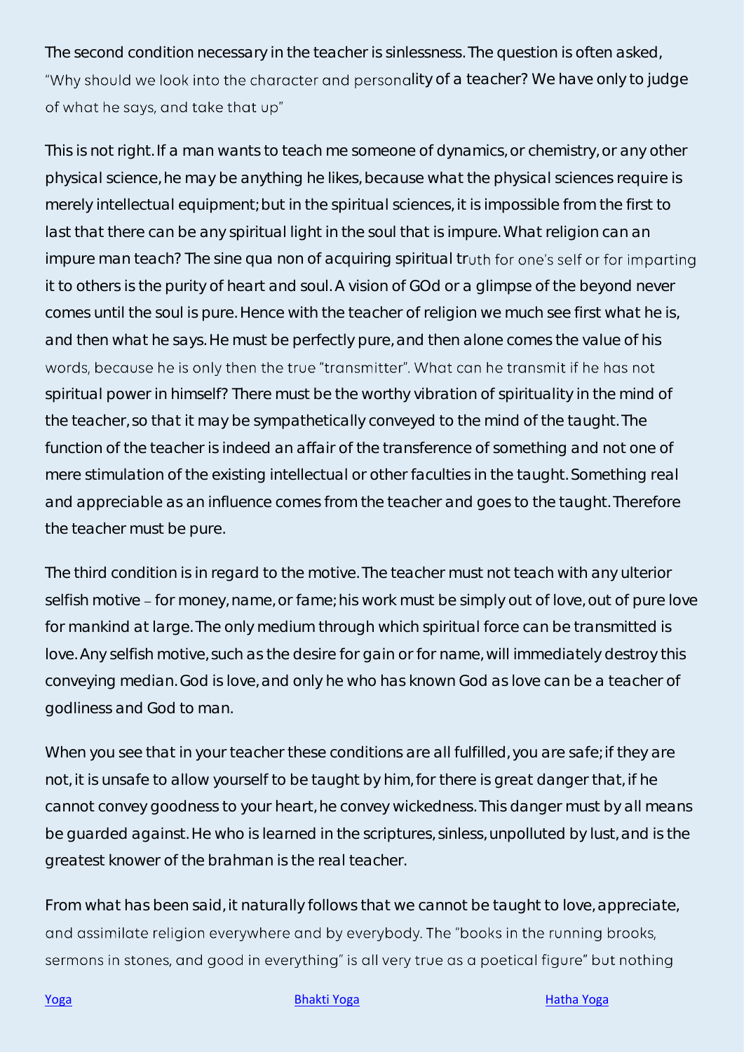The second condition necessary in the teacher is sinlessness. The question is often asked, "Why should we look into the character and personality of a teacher? We have only to judge of what he says, and take that up"

This is not right. If a man wants to teach me someone of dynamics, or chemistry, or any other physical science, he may be anything he likes, because what the physical sciences require is merely intellectual equipment; but in the spiritual sciences, it is impossible from the first to last that there can be any spiritual light in the soul that is impure. What religion can an impure man teach? The sine qua non of acquiring spiritual truth for one's self or for imparting it to others is the purity of heart and soul. A vision of GOd or a glimpse of the beyond never comes until the soul is pure. Hence with the teacher of religion we much see first what he is, and then what he says. He must be perfectly pure, and then alone comes the value of his words, because he is only then the true "transmitter". What can he transmit if he has not spiritual power in himself? There must be the worthy vibration of spirituality in the mind of the teacher, so that it may be sympathetically conveyed to the mind of the taught. The function of the teacher is indeed an affair of the transference of something and not one of mere stimulation of the existing intellectual or other faculties in the taught. Something real and appreciable as an influence comes from the teacher and goes to the taught. Therefore the teacher must be pure.

The third condition is in regard to the motive. The teacher must not teach with any ulterior selfish motive – for money, name, or fame; his work must be simply out of love, out of pure love for mankind at large. The only medium through which spiritual force can be transmitted is love. Any selfish motive, such as the desire for gain or for name, will immediately destroy this conveying median. God is love, and only he who has known God as love can be a teacher of godliness and God to man.

When you see that in your teacher these conditions are all fulfilled, you are safe; if they are not, it is unsafe to allow yourself to be taught by him, for there is great danger that, if he cannot convey goodness to your heart, he convey wickedness. This danger must by all means be guarded against. He who is learned in the scriptures, sinless, unpolluted by lust, and is the greatest knower of the brahman is the real teacher.

From what has been said, it naturally follows that we cannot be taught to love, appreciate, and assimilate religion everywhere and by everybody. The "books in the running brooks, sermons in stones, and good in everything" is all very true as a poetical figure" but nothing

[Yoga](#) [Bhakti Yoga](#) [Hatha Yoga](#)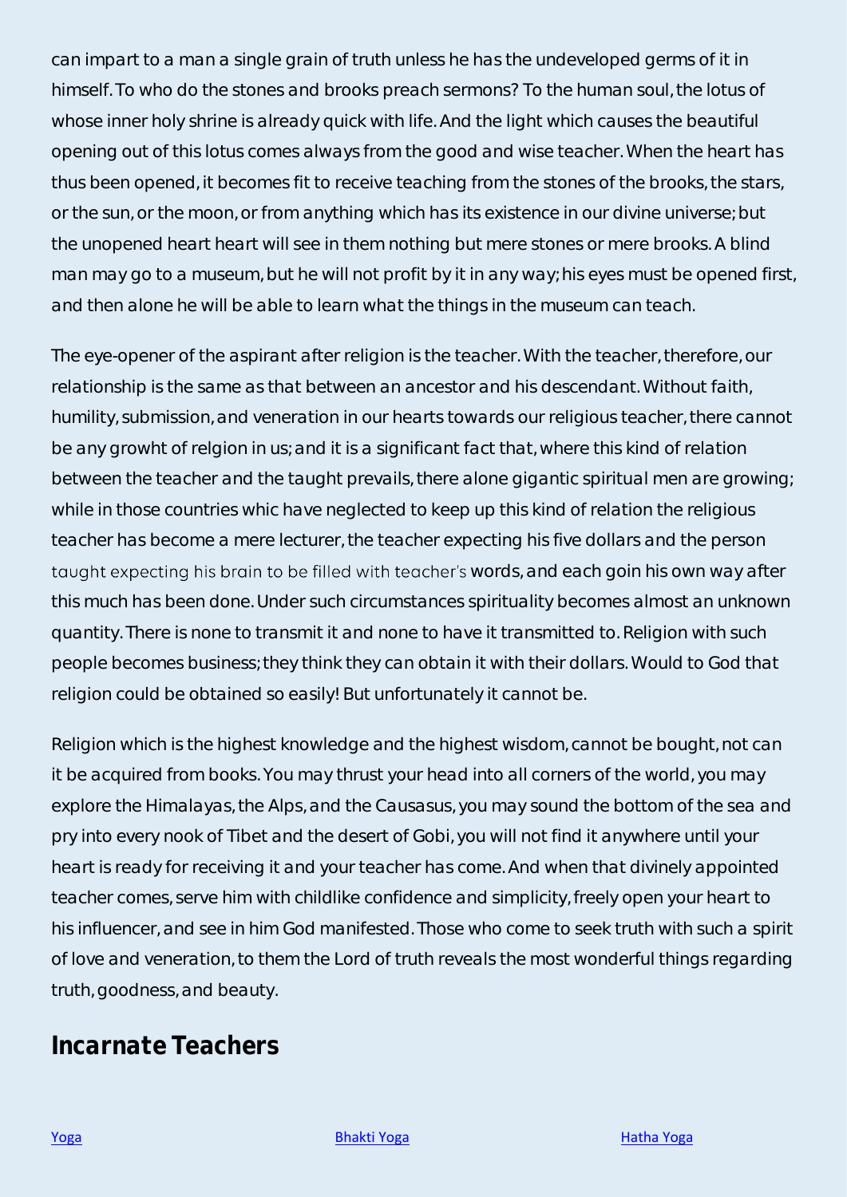can impart to a man a single grain of truth unless he has the undeveloped germs of it in himself. To who do the stones and brooks preach sermons? To the human soul, the lotus of whose inner holy shrine is already quick with life. And the light which causes the beautiful opening out of this lotus comes always from the good and wise teacher. When the heart has thus been opened, it becomes fit to receive teaching from the stones of the brooks, the stars, or the sun, or the moon, or from anything which has its existence in our divine universe; but the unopened heart heart will see in them nothing but mere stones or mere brooks. A blind man may go to a museum, but he will not profit by it in any way; his eyes must be opened first, and then alone he will be able to learn what the things in the museum can teach.

The eye-opener of the aspirant after religion is the teacher. With the teacher, therefore, our relationship is the same as that between an ancestor and his descendant. Without faith, humility, submission, and veneration in our hearts towards our religious teacher, there cannot be any growht of relgion in us; and it is a significant fact that, where this kind of relation between the teacher and the taught prevails, there alone gigantic spiritual men are growing; while in those countries whic have neglected to keep up this kind of relation the religious teacher has become a mere lecturer, the teacher expecting his five dollars and the person taught expecting his brain to be filled with teacher's words, and each goin his own way after this much has been done. Under such circumstances spirituality becomes almost an unknown quantity. There is none to transmit it and none to have it transmitted to. Religion with such people becomes business; they think they can obtain it with their dollars. Would to God that religion could be obtained so easily! But unfortunately it cannot be.

Religion which is the highest knowledge and the highest wisdom, cannot be bought, not can it be acquired from books. You may thrust your head into all corners of the world, you may explore the Himalayas, the Alps, and the Causasus, you may sound the bottom of the sea and pry into every nook of Tibet and the desert of Gobi, you will not find it anywhere until your heart is ready for receiving it and your teacher has come. And when that divinely appointed teacher comes, serve him with childlike confidence and simplicity, freely open your heart to his influencer, and see in him God manifested. Those who come to seek truth with such a spirit of love and veneration, to them the Lord of truth reveals the most wonderful things regarding truth, goodness, and beauty.

## Incarnate Teachers

[Yoga](#) [Bhakti Yoga](#) [Hatha Yoga](#)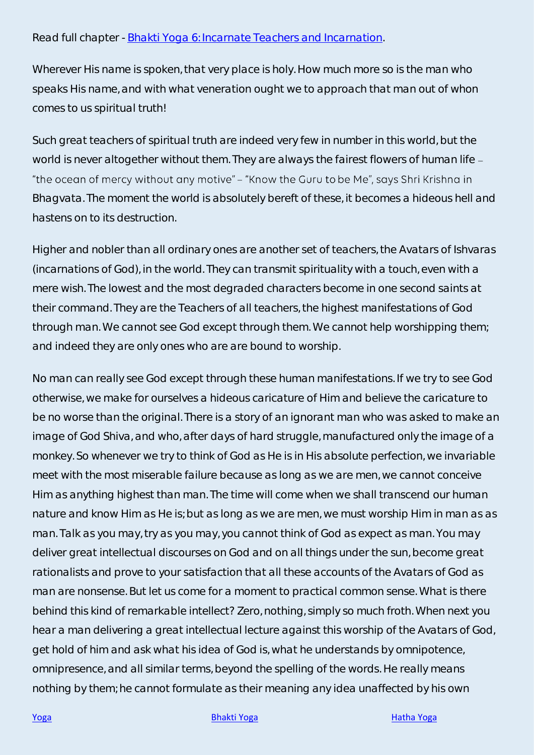Read full chapter - [Bhakti Yoga 6: Incarnate Teachers and Incarnation](Bhakti Yoga 6: Incarnate Teachers and Incarnation).

Wherever His name is spoken, that very place is holy. How much more so is the man who speaks His name, and with what veneration ought we to approach that man out of whon comes to us spiritual truth!

Such great teachers of spiritual truth are indeed very few in number in this world, but the world is never altogether without them. They are always the fairest flowers of human life – "the ocean of mercy without any motive" – "Know the Guru to be Me", says Shri Krishna in Bhagvata. The moment the world is absolutely bereft of these, it becomes a hideous hell and hastens on to its destruction.

Higher and nobler than all ordinary ones are another set of teachers, the Avatars of Ishvaras (incarnations of God), in the world. They can transmit spirituality with a touch, even with a mere wish. The lowest and the most degraded characters become in one second saints at their command. They are the Teachers of all teachers, the highest manifestations of God through man. We cannot see God except through them. We cannot help worshipping them; and indeed they are only ones who are are bound to worship.

No man can really see God except through these human manifestations. If we try to see God otherwise, we make for ourselves a hideous caricature of Him and believe the caricature to be no worse than the original. There is a story of an ignorant man who was asked to make an image of God Shiva, and who, after days of hard struggle, manufactured only the image of a monkey. So whenever we try to think of God as He is in His absolute perfection, we invariable meet with the most miserable failure because as long as we are men, we cannot conceive Him as anything highest than man. The time will come when we shall transcend our human nature and know Him as He is; but as long as we are men, we must worship Him in man as as man. Talk as you may, try as you may, you cannot think of God as expect as man. You may deliver great intellectual discourses on God and on all things under the sun, become great rationalists and prove to your satisfaction that all these accounts of the Avatars of God as man are nonsense. But let us come for a moment to practical common sense. What is there behind this kind of remarkable intellect? Zero, nothing, simply so much froth. When next you hear a man delivering a great intellectual lecture against this worship of the Avatars of God, get hold of him and ask what his idea of God is, what he understands by omnipotence, omnipresence, and all similar terms, beyond the spelling of the words. He really means nothing by them; he cannot formulate as their meaning any idea unaffected by his own

[Yoga](Yoga) [Bhakti Yoga](Bhakti Yoga) [Hatha Yoga](Hatha Yoga)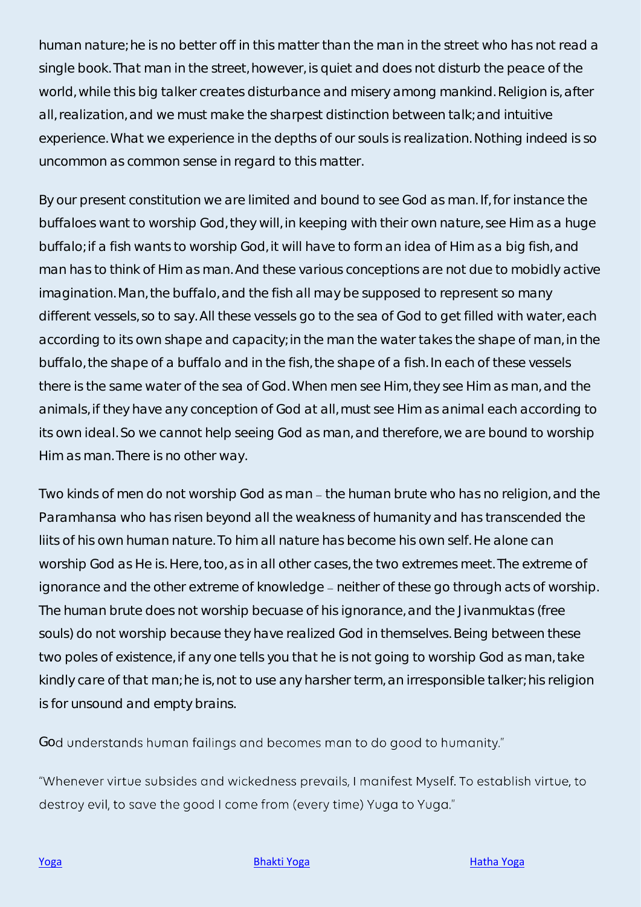human nature; he is no better off in this matter than the man in the street who has not read a single book. That man in the street, however, is quiet and does not disturb the peace of the world, while this big talker creates disturbance and misery among mankind. Religion is, after all, realization, and we must make the sharpest distinction between talk; and intuitive experience. What we experience in the depths of our souls is realization. Nothing indeed is so uncommon as common sense in regard to this matter.

By our present constitution we are limited and bound to see God as man. If, for instance the buffaloes want to worship God, they will, in keeping with their own nature, see Him as a huge buffalo; if a fish wants to worship God, it will have to form an idea of Him as a big fish, and man has to think of Him as man. And these various conceptions are not due to mobidly active imagination. Man, the buffalo, and the fish all may be supposed to represent so many different vessels, so to say. All these vessels go to the sea of God to get filled with water, each according to its own shape and capacity; in the man the water takes the shape of man, in the buffalo, the shape of a buffalo and in the fish, the shape of a fish. In each of these vessels there is the same water of the sea of God. When men see Him, they see Him as man, and the animals, if they have any conception of God at all, must see Him as animal each according to its own ideal. So we cannot help seeing God as man, and therefore, we are bound to worship Him as man. There is no other way.

Two kinds of men do not worship God as man – the human brute who has no religion, and the Paramhansa who has risen beyond all the weakness of humanity and has transcended the liits of his own human nature. To him all nature has become his own self. He alone can worship God as He is. Here, too, as in all other cases, the two extremes meet. The extreme of ignorance and the other extreme of knowledge – neither of these go through acts of worship. The human brute does not worship becuase of his ignorance, and the Jivanmuktas (free souls) do not worship because they have realized God in themselves. Being between these two poles of existence, if any one tells you that he is not going to worship God as man, take kindly care of that man; he is, not to use any harsher term, an irresponsible talker; his religion is for unsound and empty brains.

God understands human failings and becomes man to do good to humanity."

"Whenever virtue subsides and wickedness prevails, I manifest Myself. To establish virtue, to destroy evil, to save the good I come from (every time) Yuga to Yuga."

Yoga Bhakti Yoga Hatha Yoga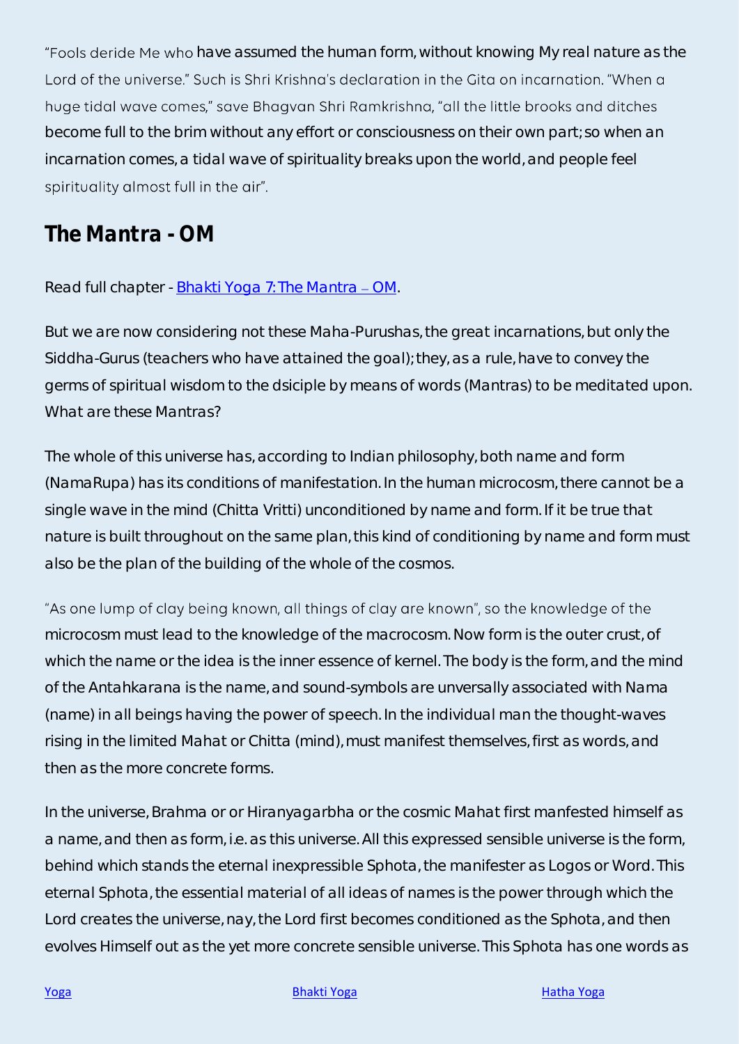"Fools deride Me who have assumed the human form, without knowing My real nature as the Lord of the universe." Such is Shri Krishna's declaration in the Gita on incarnation. "When a huge tidal wave comes," save Bhagvan Shri Ramkrishna, "all the little brooks and ditches become full to the brim without any effort or consciousness on their own part; so when an incarnation comes, a tidal wave of spirituality breaks upon the world, and people feel spirituality almost full in the air".

## The Mantra - OM

Read full chapter - [Bhakti Yoga 7: The Mantra – OM](#).

But we are now considering not these Maha-Purushas, the great incarnations, but only the Siddha-Gurus (teachers who have attained the goal); they, as a rule, have to convey the germs of spiritual wisdom to the dsiciple by means of words (Mantras) to be meditated upon. What are these Mantras?

The whole of this universe has, according to Indian philosophy, both name and form (NamaRupa) has its conditions of manifestation. In the human microcosm, there cannot be a single wave in the mind (Chitta Vritti) unconditioned by name and form. If it be true that nature is built throughout on the same plan, this kind of conditioning by name and form must also be the plan of the building of the whole of the cosmos.

"As one lump of clay being known, all things of clay are known", so the knowledge of the microcosm must lead to the knowledge of the macrocosm. Now form is the outer crust, of which the name or the idea is the inner essence of kernel. The body is the form, and the mind of the Antahkarana is the name, and sound-symbols are unversally associated with Nama (name) in all beings having the power of speech. In the individual man the thought-waves rising in the limited Mahat or Chitta (mind), must manifest themselves, first as words, and then as the more concrete forms.

In the universe, Brahma or or Hiranyagarbha or the cosmic Mahat first manfested himself as a name, and then as form, i.e. as this universe. All this expressed sensible universe is the form, behind which stands the eternal inexpressible Sphota, the manifester as Logos or Word. This eternal Sphota, the essential material of all ideas of names is the power through which the Lord creates the universe, nay, the Lord first becomes conditioned as the Sphota, and then evolves Himself out as the yet more concrete sensible universe. This Sphota has one words as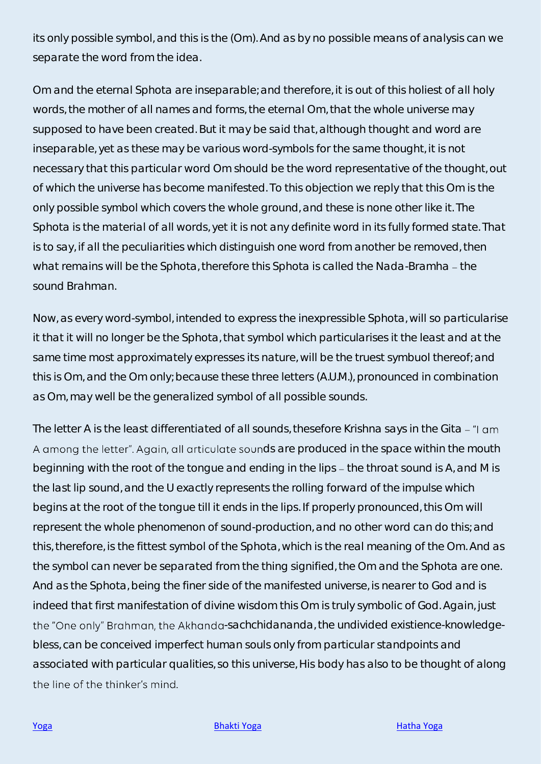its only possible symbol, and this is the (Om). And as by no possible means of analysis can we separate the word from the idea.

Om and the eternal Sphota are inseparable; and therefore, it is out of this holiest of all holy words, the mother of all names and forms, the eternal Om, that the whole universe may supposed to have been created. But it may be said that, although thought and word are inseparable, yet as these may be various word-symbols for the same thought, it is not necessary that this particular word Om should be the word representative of the thought, out of which the universe has become manifested. To this objection we reply that this Om is the only possible symbol which covers the whole ground, and these is none other like it. The Sphota is the material of all words, yet it is not any definite word in its fully formed state. That is to say, if all the peculiarities which distinguish one word from another be removed, then what remains will be the Sphota, therefore this Sphota is called the Nada-Bramha – the sound Brahman.

Now, as every word-symbol, intended to express the inexpressible Sphota, will so particularise it that it will no longer be the Sphota, that symbol which particularises it the least and at the same time most approximately expresses its nature, will be the truest symbuol thereof; and this is Om, and the Om only; because these three letters (A.U.M.), pronounced in combination as Om, may well be the generalized symbol of all possible sounds.

The letter A is the least differentiated of all sounds, thesefore Krishna says in the Gita – "I am A among the letter". Again, all articulate sounds are produced in the space within the mouth beginning with the root of the tongue and ending in the lips – the throat sound is A, and M is the last lip sound, and the U exactly represents the rolling forward of the impulse which begins at the root of the tongue till it ends in the lips. If properly pronounced, this Om will represent the whole phenomenon of sound-production, and no other word can do this; and this, therefore, is the fittest symbol of the Sphota, which is the real meaning of the Om. And as the symbol can never be separated from the thing signified, the Om and the Sphota are one. And as the Sphota, being the finer side of the manifested universe, is nearer to God and is indeed that first manifestation of divine wisdom this Om is truly symbolic of God. Again, just the "One only" Brahman, the Akhanda-sachchidananda, the undivided existience-knowledge-bless, can be conceived imperfect human souls only from particular standpoints and associated with particular qualities, so this universe, His body has also to be thought of along the line of the thinker's mind.

Yoga | Bhakti Yoga | Hatha Yoga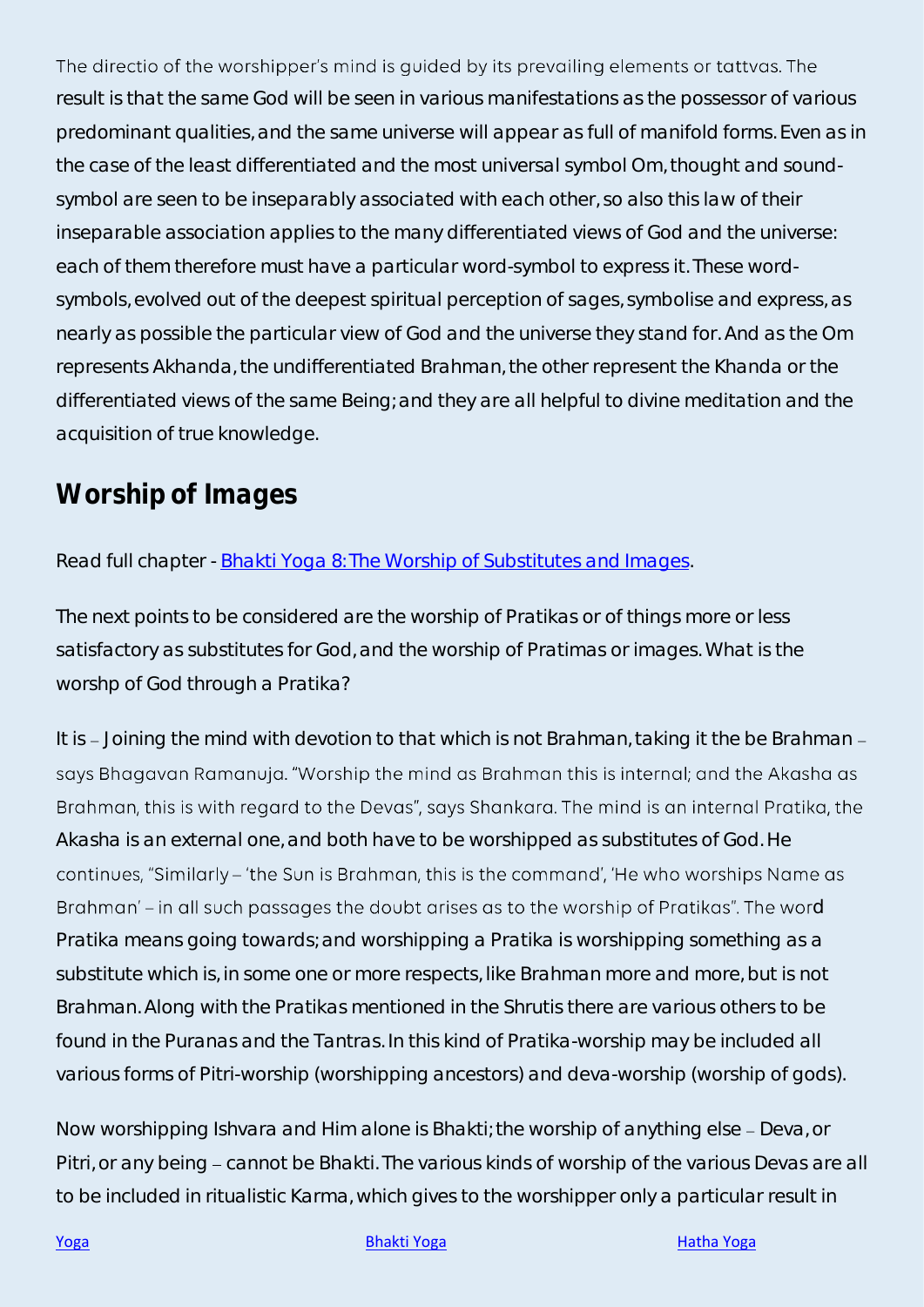The directio of the worshipper's mind is guided by its prevailing elements or tattvas. The result is that the same God will be seen in various manifestations as the possessor of various predominant qualities, and the same universe will appear as full of manifold forms. Even as in the case of the least differentiated and the most universal symbol Om, thought and sound-symbol are seen to be inseparably associated with each other, so also this law of their inseparable association applies to the many differentiated views of God and the universe: each of them therefore must have a particular word-symbol to express it. These word-symbols, evolved out of the deepest spiritual perception of sages, symbolise and express, as nearly as possible the particular view of God and the universe they stand for. And as the Om represents Akhanda, the undifferentiated Brahman, the other represent the Khanda or the differentiated views of the same Being; and they are all helpful to divine meditation and the acquisition of true knowledge.

## Worship of Images

Read full chapter - [Bhakti Yoga 8: The Worship of Substitutes and Images](Bhakti Yoga 8: The Worship of Substitutes and Images).

The next points to be considered are the worship of Pratikas or of things more or less satisfactory as substitutes for God, and the worship of Pratimas or images. What is the worshp of God through a Pratika?

It is – Joining the mind with devotion to that which is not Brahman, taking it the be Brahman – says Bhagavan Ramanuja. "Worship the mind as Brahman this is internal; and the Akasha as Brahman, this is with regard to the Devas", says Shankara. The mind is an internal Pratika, the Akasha is an external one, and both have to be worshipped as substitutes of God. He continues, "Similarly – 'the Sun is Brahman, this is the command', 'He who worships Name as Brahman' – in all such passages the doubt arises as to the worship of Pratikas". The word Pratika means going towards; and worshipping a Pratika is worshipping something as a substitute which is, in some one or more respects, like Brahman more and more, but is not Brahman. Along with the Pratikas mentioned in the Shrutis there are various others to be found in the Puranas and the Tantras. In this kind of Pratika-worship may be included all various forms of Pitri-worship (worshipping ancestors) and deva-worship (worship of gods).

Now worshipping Ishvara and Him alone is Bhakti; the worship of anything else – Deva, or Pitri, or any being – cannot be Bhakti. The various kinds of worship of the various Devas are all to be included in ritualistic Karma, which gives to the worshipper only a particular result in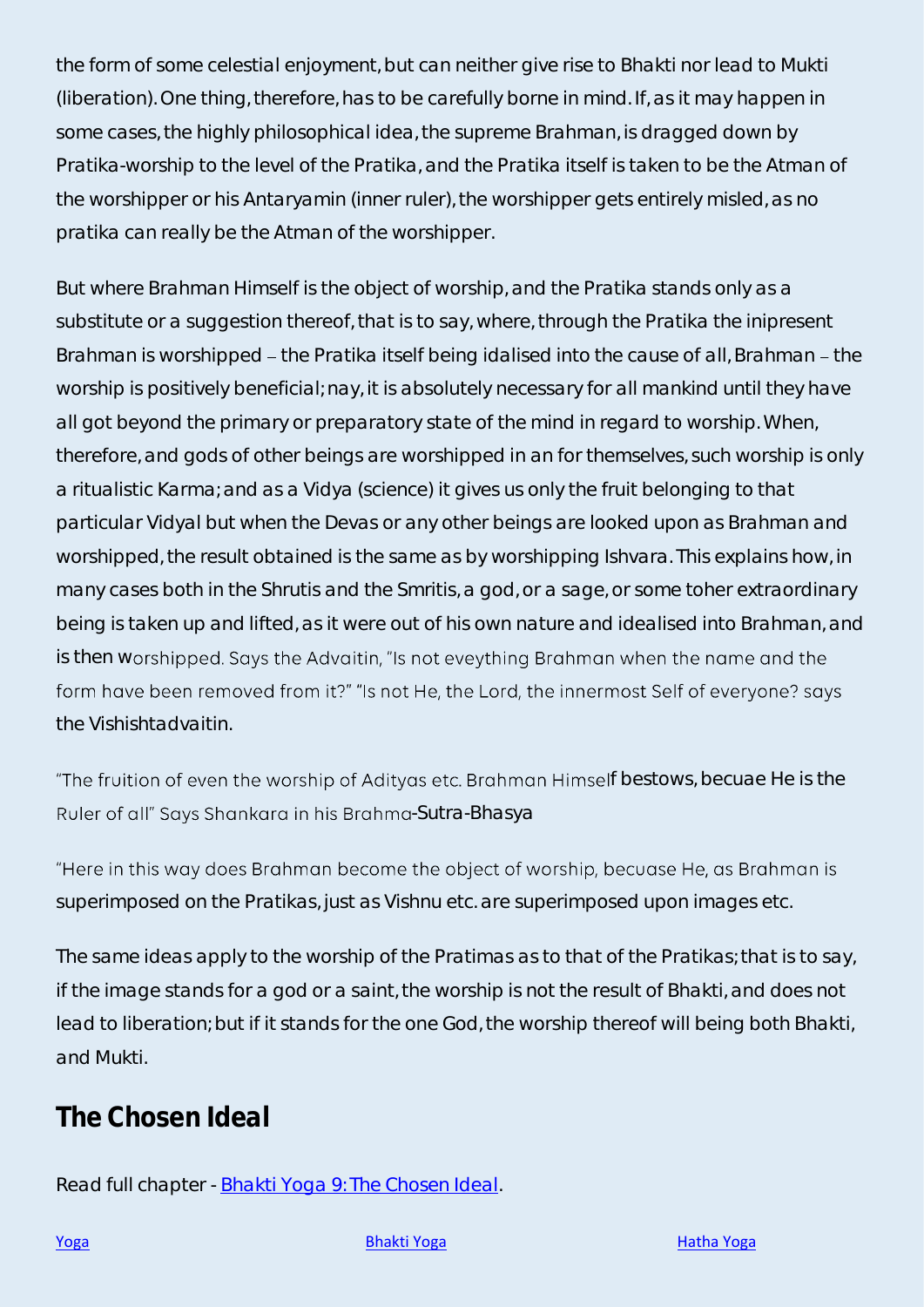the form of some celestial enjoyment, but can neither give rise to Bhakti nor lead to Mukti (liberation). One thing, therefore, has to be carefully borne in mind. If, as it may happen in some cases, the highly philosophical idea, the supreme Brahman, is dragged down by Pratika-worship to the level of the Pratika, and the Pratika itself is taken to be the Atman of the worshipper or his Antaryamin (inner ruler), the worshipper gets entirely misled, as no pratika can really be the Atman of the worshipper.

But where Brahman Himself is the object of worship, and the Pratika stands only as a substitute or a suggestion thereof, that is to say, where, through the Pratika the inipresent Brahman is worshipped – the Pratika itself being idalised into the cause of all, Brahman – the worship is positively beneficial; nay, it is absolutely necessary for all mankind until they have all got beyond the primary or preparatory state of the mind in regard to worship. When, therefore, and gods of other beings are worshipped in an for themselves, such worship is only a ritualistic Karma; and as a Vidya (science) it gives us only the fruit belonging to that particular Vidyal but when the Devas or any other beings are looked upon as Brahman and worshipped, the result obtained is the same as by worshipping Ishvara. This explains how, in many cases both in the Shrutis and the Smritis, a god, or a sage, or some toher extraordinary being is taken up and lifted, as it were out of his own nature and idealised into Brahman, and is then worshipped. Says the Advaitin, "Is not eveything Brahman when the name and the form have been removed from it?" "Is not He, the Lord, the innermost Self of everyone? says the Vishishtadvaitin.

"The fruition of even the worship of Adityas etc. Brahman Himself bestows, becuae He is the Ruler of all" Says Shankara in his Brahma-Sutra-Bhasya

"Here in this way does Brahman become the object of worship, becuase He, as Brahman is superimposed on the Pratikas, just as Vishnu etc. are superimposed upon images etc.

The same ideas apply to the worship of the Pratimas as to that of the Pratikas; that is to say, if the image stands for a god or a saint, the worship is not the result of Bhakti, and does not lead to liberation; but if it stands for the one God, the worship thereof will being both Bhakti, and Mukti.

## The Chosen Ideal

Read full chapter - [Bhakti Yoga 9: The Chosen Ideal](#).

[Yoga](#) [Bhakti Yoga](#) [Hatha Yoga](#)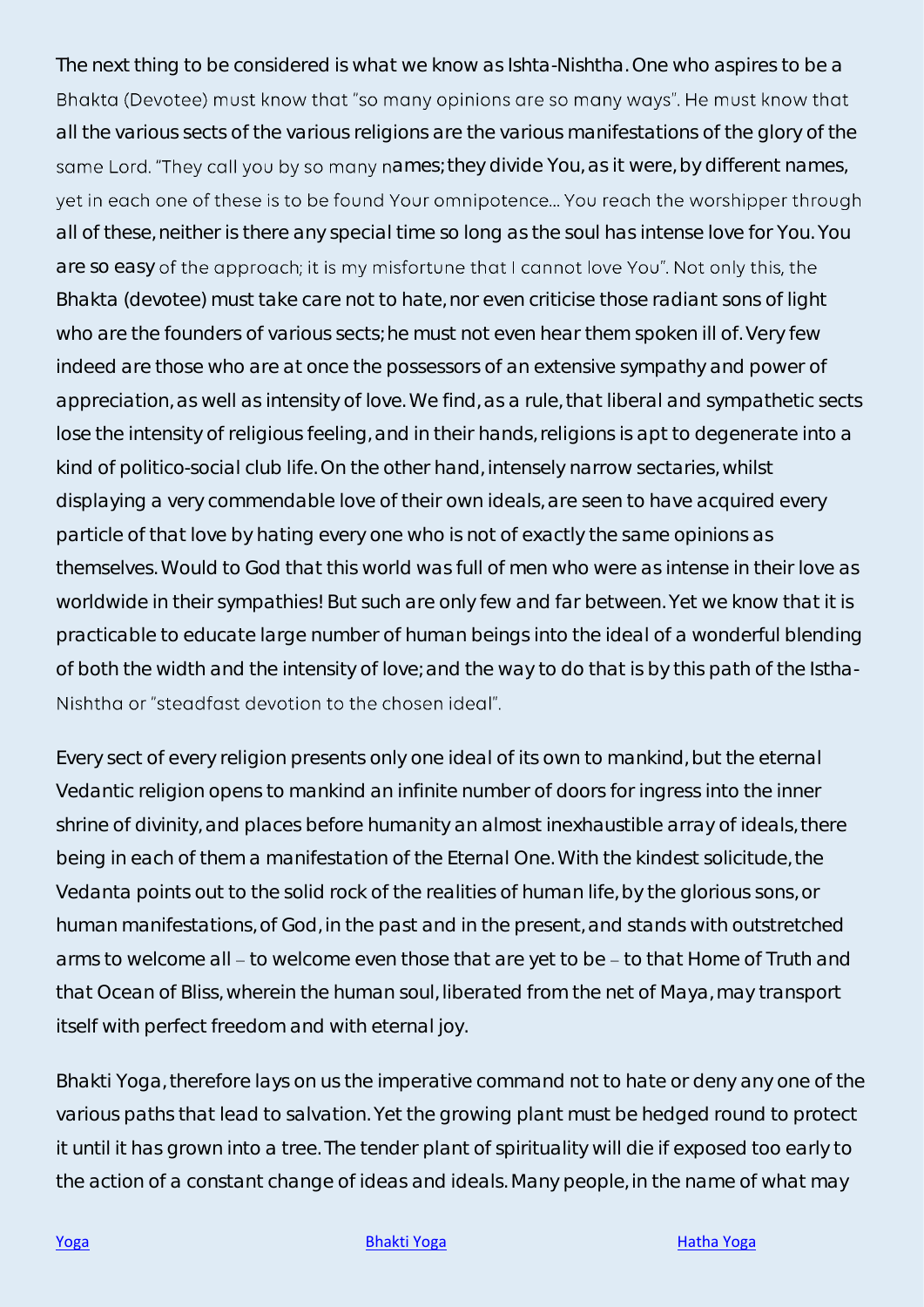The next thing to be considered is what we know as Ishta-Nishtha. One who aspires to be a Bhakta (Devotee) must know that "so many opinions are so many ways". He must know that all the various sects of the various religions are the various manifestations of the glory of the same Lord. "They call you by so many names; they divide You, as it were, by different names, yet in each one of these is to be found Your omnipotence... You reach the worshipper through all of these, neither is there any special time so long as the soul has intense love for You. You are so easy of the approach; it is my misfortune that I cannot love You". Not only this, the Bhakta (devotee) must take care not to hate, nor even criticise those radiant sons of light who are the founders of various sects; he must not even hear them spoken ill of. Very few indeed are those who are at once the possessors of an extensive sympathy and power of appreciation, as well as intensity of love. We find, as a rule, that liberal and sympathetic sects lose the intensity of religious feeling, and in their hands, religions is apt to degenerate into a kind of politico-social club life. On the other hand, intensely narrow sectaries, whilst displaying a very commendable love of their own ideals, are seen to have acquired every particle of that love by hating every one who is not of exactly the same opinions as themselves. Would to God that this world was full of men who were as intense in their love as worldwide in their sympathies! But such are only few and far between. Yet we know that it is practicable to educate large number of human beings into the ideal of a wonderful blending of both the width and the intensity of love; and the way to do that is by this path of the Istha-Nishtha or "steadfast devotion to the chosen ideal".

Every sect of every religion presents only one ideal of its own to mankind, but the eternal Vedantic religion opens to mankind an infinite number of doors for ingress into the inner shrine of divinity, and places before humanity an almost inexhaustible array of ideals, there being in each of them a manifestation of the Eternal One. With the kindest solicitude, the Vedanta points out to the solid rock of the realities of human life, by the glorious sons, or human manifestations, of God, in the past and in the present, and stands with outstretched arms to welcome all – to welcome even those that are yet to be – to that Home of Truth and that Ocean of Bliss, wherein the human soul, liberated from the net of Maya, may transport itself with perfect freedom and with eternal joy.

Bhakti Yoga, therefore lays on us the imperative command not to hate or deny any one of the various paths that lead to salvation. Yet the growing plant must be hedged round to protect it until it has grown into a tree. The tender plant of spirituality will die if exposed too early to the action of a constant change of ideas and ideals. Many people, in the name of what may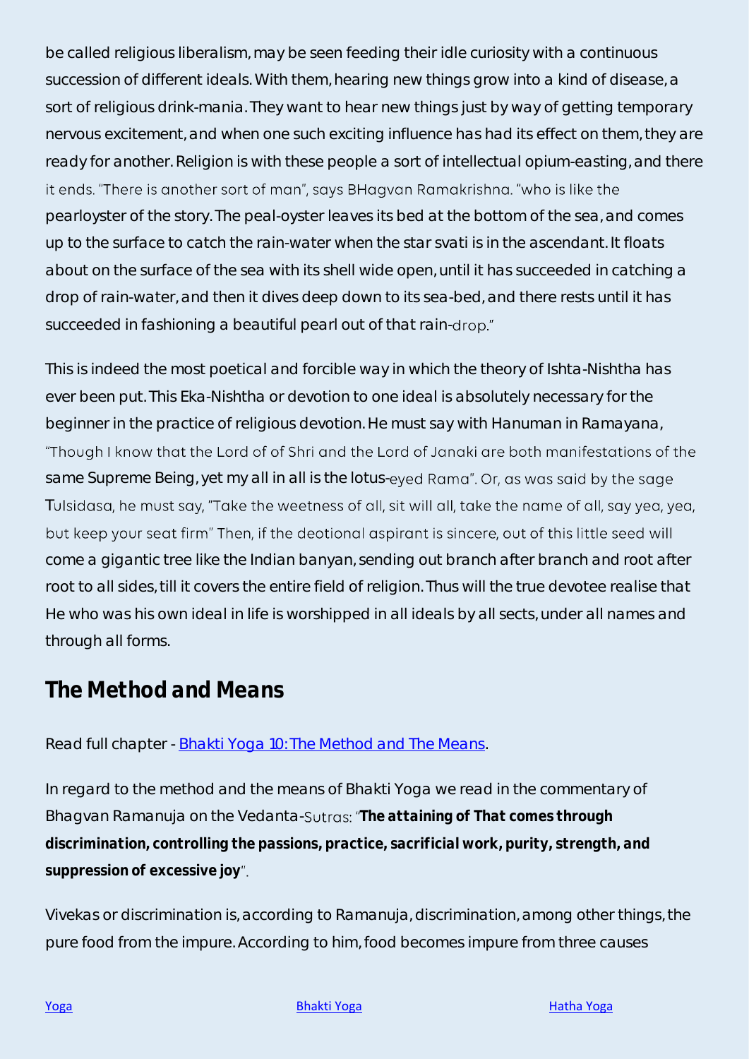be called religious liberalism, may be seen feeding their idle curiosity with a continuous succession of different ideals. With them, hearing new things grow into a kind of disease, a sort of religious drink-mania. They want to hear new things just by way of getting temporary nervous excitement, and when one such exciting influence has had its effect on them, they are ready for another. Religion is with these people a sort of intellectual opium-easting, and there it ends. "There is another sort of man", says BHagvan Ramakrishna. "who is like the pearloyster of the story. The peal-oyster leaves its bed at the bottom of the sea, and comes up to the surface to catch the rain-water when the star svati is in the ascendant. It floats about on the surface of the sea with its shell wide open, until it has succeeded in catching a drop of rain-water, and then it dives deep down to its sea-bed, and there rests until it has succeeded in fashioning a beautiful pearl out of that rain-drop."

This is indeed the most poetical and forcible way in which the theory of Ishta-Nishtha has ever been put. This Eka-Nishtha or devotion to one ideal is absolutely necessary for the beginner in the practice of religious devotion. He must say with Hanuman in Ramayana, "Though I know that the Lord of of Shri and the Lord of Janaki are both manifestations of the same Supreme Being, yet my all in all is the lotus-eyed Rama". Or, as was said by the sage Tulsidasa, he must say, "Take the weetness of all, sit will all, take the name of all, say yea, yea, but keep your seat firm" Then, if the deotional aspirant is sincere, out of this little seed will come a gigantic tree like the Indian banyan, sending out branch after branch and root after root to all sides, till it covers the entire field of religion. Thus will the true devotee realise that He who was his own ideal in life is worshipped in all ideals by all sects, under all names and through all forms.

## The Method and Means

Read full chapter - [Bhakti Yoga 10: The Method and The Means].

In regard to the method and the means of Bhakti Yoga we read in the commentary of Bhagvan Ramanuja on the Vedanta-Sutras: "**The attaining of That comes through discrimination, controlling the passions, practice, sacrificial work, purity, strength, and suppression of excessive joy**".

Vivekas or discrimination is, according to Ramanuja, discrimination, among other things, the pure food from the impure. According to him, food becomes impure from three causes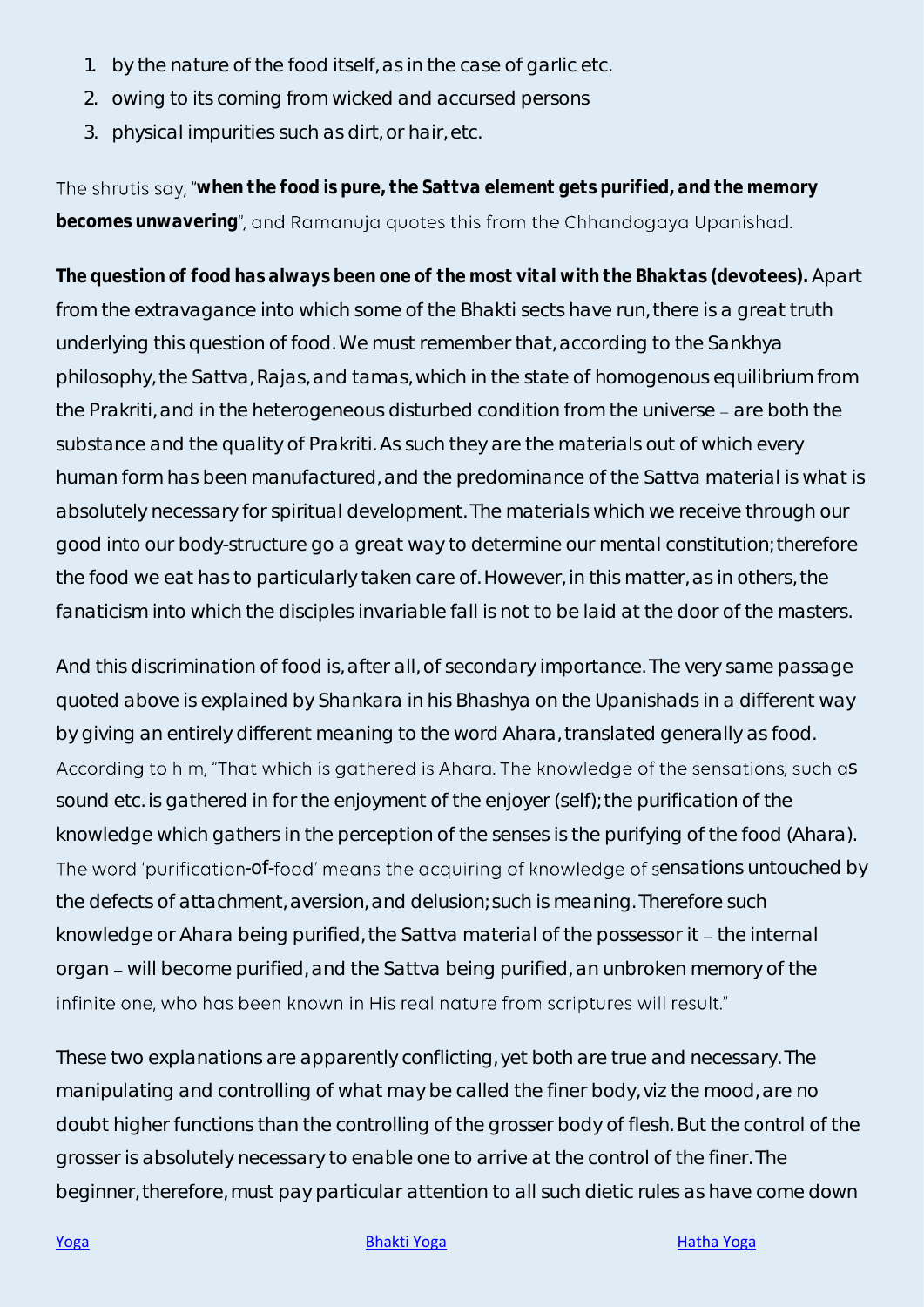1. by the nature of the food itself, as in the case of garlic etc.
2. owing to its coming from wicked and accursed persons
3. physical impurities such as dirt, or hair, etc.

The shrutis say, "**when the food is pure, the Sattva element gets purified, and the memory becomes unwavering**", and Ramanuja quotes this from the Chhandogaya Upanishad.

**The question of food has always been one of the most vital with the Bhaktas (devotees).** Apart from the extravagance into which some of the Bhakti sects have run, there is a great truth underlying this question of food. We must remember that, according to the Sankhya philosophy, the Sattva, Rajas, and tamas, which in the state of homogenous equilibrium from the Prakriti, and in the heterogeneous disturbed condition from the universe – are both the substance and the quality of Prakriti. As such they are the materials out of which every human form has been manufactured, and the predominance of the Sattva material is what is absolutely necessary for spiritual development. The materials which we receive through our good into our body-structure go a great way to determine our mental constitution; therefore the food we eat has to particularly taken care of. However, in this matter, as in others, the fanaticism into which the disciples invariable fall is not to be laid at the door of the masters.

And this discrimination of food is, after all, of secondary importance. The very same passage quoted above is explained by Shankara in his Bhashya on the Upanishads in a different way by giving an entirely different meaning to the word Ahara, translated generally as food. According to him, "That which is gathered is Ahara. The knowledge of the sensations, such as sound etc. is gathered in for the enjoyment of the enjoyer (self); the purification of the knowledge which gathers in the perception of the senses is the purifying of the food (Ahara). The word 'purification-of-food' means the acquiring of knowledge of sensations untouched by the defects of attachment, aversion, and delusion; such is meaning. Therefore such knowledge or Ahara being purified, the Sattva material of the possessor it – the internal organ – will become purified, and the Sattva being purified, an unbroken memory of the infinite one, who has been known in His real nature from scriptures will result."

These two explanations are apparently conflicting, yet both are true and necessary. The manipulating and controlling of what may be called the finer body, viz the mood, are no doubt higher functions than the controlling of the grosser body of flesh. But the control of the grosser is absolutely necessary to enable one to arrive at the control of the finer. The beginner, therefore, must pay particular attention to all such dietic rules as have come down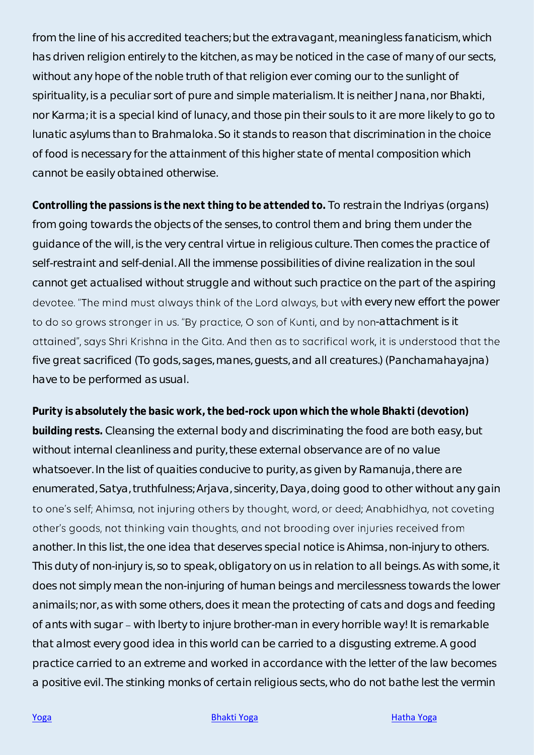from the line of his accredited teachers; but the extravagant, meaningless fanaticism, which has driven religion entirely to the kitchen, as may be noticed in the case of many of our sects, without any hope of the noble truth of that religion ever coming our to the sunlight of spirituality, is a peculiar sort of pure and simple materialism. It is neither Jnana, nor Bhakti, nor Karma; it is a special kind of lunacy, and those pin their souls to it are more likely to go to lunatic asylums than to Brahmaloka. So it stands to reason that discrimination in the choice of food is necessary for the attainment of this higher state of mental composition which cannot be easily obtained otherwise.

**Controlling the passions is the next thing to be attended to.** To restrain the Indriyas (organs) from going towards the objects of the senses, to control them and bring them under the guidance of the will, is the very central virtue in religious culture. Then comes the practice of self-restraint and self-denial. All the immense possibilities of divine realization in the soul cannot get actualised without struggle and without such practice on the part of the aspiring devotee. "The mind must always think of the Lord always, but with every new effort the power to do so grows stronger in us. "By practice, O son of Kunti, and by non-attachment is it attained", says Shri Krishna in the Gita. And then as to sacrifical work, it is understood that the five great sacrificed (To gods, sages, manes, guests, and all creatures.) (Panchamahayajna) have to be performed as usual.

***Purity is absolutely the basic work, the bed-rock upon which the whole Bhakti (devotion) building rests.*** Cleansing the external body and discriminating the food are both easy, but without internal cleanliness and purity, these external observance are of no value whatsoever. In the list of quaities conducive to purity, as given by Ramanuja, there are enumerated, Satya, truthfulness; Arjava, sincerity, Daya, doing good to other without any gain to one's self; Ahimsa, not injuring others by thought, word, or deed; Anabhidhya, not coveting other's goods, not thinking vain thoughts, and not brooding over injuries received from another. In this list, the one idea that deserves special notice is Ahimsa, non-injury to others. This duty of non-injury is, so to speak, obligatory on us in relation to all beings. As with some, it does not simply mean the non-injuring of human beings and mercilessness towards the lower animails; nor, as with some others, does it mean the protecting of cats and dogs and feeding of ants with sugar – with lberty to injure brother-man in every horrible way! It is remarkable that almost every good idea in this world can be carried to a disgusting extreme. A good practice carried to an extreme and worked in accordance with the letter of the law becomes a positive evil. The stinking monks of certain religious sects, who do not bathe lest the vermin

Yoga Bhakti Yoga Hatha Yoga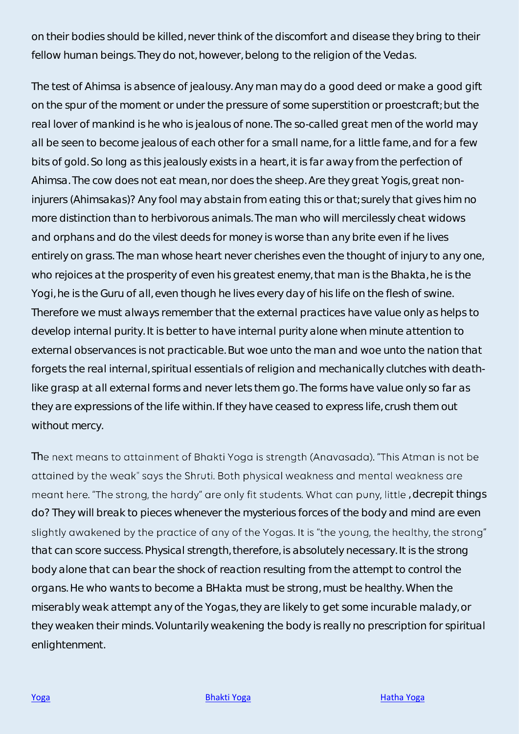on their bodies should be killed, never think of the discomfort and disease they bring to their fellow human beings. They do not, however, belong to the religion of the Vedas.

The test of Ahimsa is absence of jealousy. Any man may do a good deed or make a good gift on the spur of the moment or under the pressure of some superstition or proestcraft; but the real lover of mankind is he who is jealous of none. The so-called great men of the world may all be seen to become jealous of each other for a small name, for a little fame, and for a few bits of gold. So long as this jealously exists in a heart, it is far away from the perfection of Ahimsa. The cow does not eat mean, nor does the sheep. Are they great Yogis, great non-injurers (Ahimsakas)? Any fool may abstain from eating this or that; surely that gives him no more distinction than to herbivorous animals. The man who will mercilessly cheat widows and orphans and do the vilest deeds for money is worse than any brite even if he lives entirely on grass. The man whose heart never cherishes even the thought of injury to any one, who rejoices at the prosperity of even his greatest enemy, that man is the Bhakta, he is the Yogi, he is the Guru of all, even though he lives every day of his life on the flesh of swine. Therefore we must always remember that the external practices have value only as helps to develop internal purity. It is better to have internal purity alone when minute attention to external observances is not practicable. But woe unto the man and woe unto the nation that forgets the real internal, spiritual essentials of religion and mechanically clutches with death-like grasp at all external forms and never lets them go. The forms have value only so far as they are expressions of the life within. If they have ceased to express life, crush them out without mercy.

The next means to attainment of Bhakti Yoga is strength (Anavasada). "This Atman is not be attained by the weak" says the Shruti. Both physical weakness and mental weakness are meant here. "The strong, the hardy" are only fit students. What can puny, little , decrepit things do? They will break to pieces whenever the mysterious forces of the body and mind are even slightly awakened by the practice of any of the Yogas. It is "the young, the healthy, the strong" that can score success. Physical strength, therefore, is absolutely necessary. It is the strong body alone that can bear the shock of reaction resulting from the attempt to control the organs. He who wants to become a BHakta must be strong, must be healthy. When the miserably weak attempt any of the Yogas, they are likely to get some incurable malady, or they weaken their minds. Voluntarily weakening the body is really no prescription for spiritual enlightenment.

[Yoga] [Bhakti Yoga] [Hatha Yoga]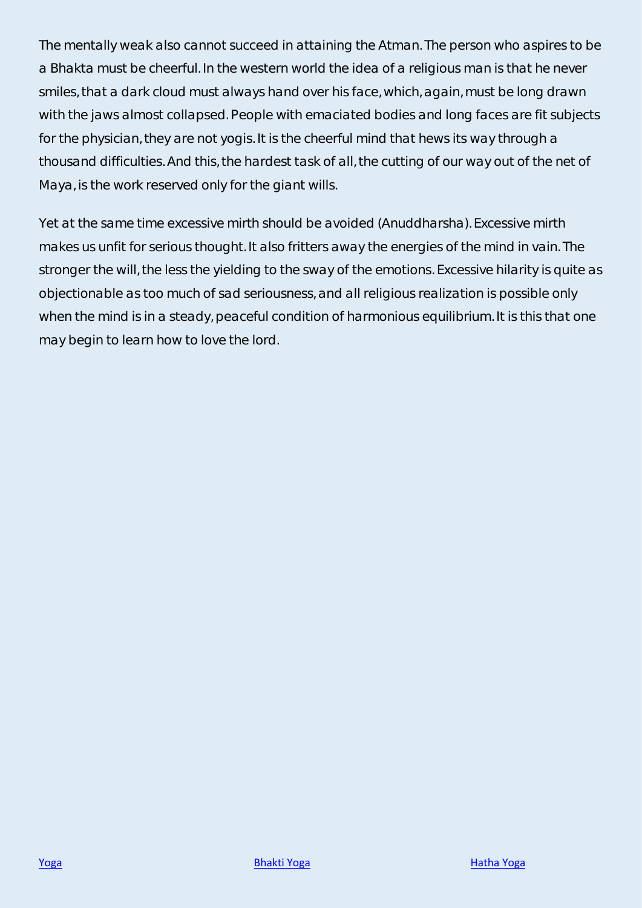The mentally weak also cannot succeed in attaining the Atman. The person who aspires to be a Bhakta must be cheerful. In the western world the idea of a religious man is that he never smiles, that a dark cloud must always hand over his face, which, again, must be long drawn with the jaws almost collapsed. People with emaciated bodies and long faces are fit subjects for the physician, they are not yogis. It is the cheerful mind that hews its way through a thousand difficulties. And this, the hardest task of all, the cutting of our way out of the net of Maya, is the work reserved only for the giant wills.

Yet at the same time excessive mirth should be avoided (Anuddharsha). Excessive mirth makes us unfit for serious thought. It also fritters away the energies of the mind in vain. The stronger the will, the less the yielding to the sway of the emotions. Excessive hilarity is quite as objectionable as too much of sad seriousness, and all religious realization is possible only when the mind is in a steady, peaceful condition of harmonious equilibrium. It is this that one may begin to learn how to love the lord.

Yoga Bhakti Yoga Hatha Yoga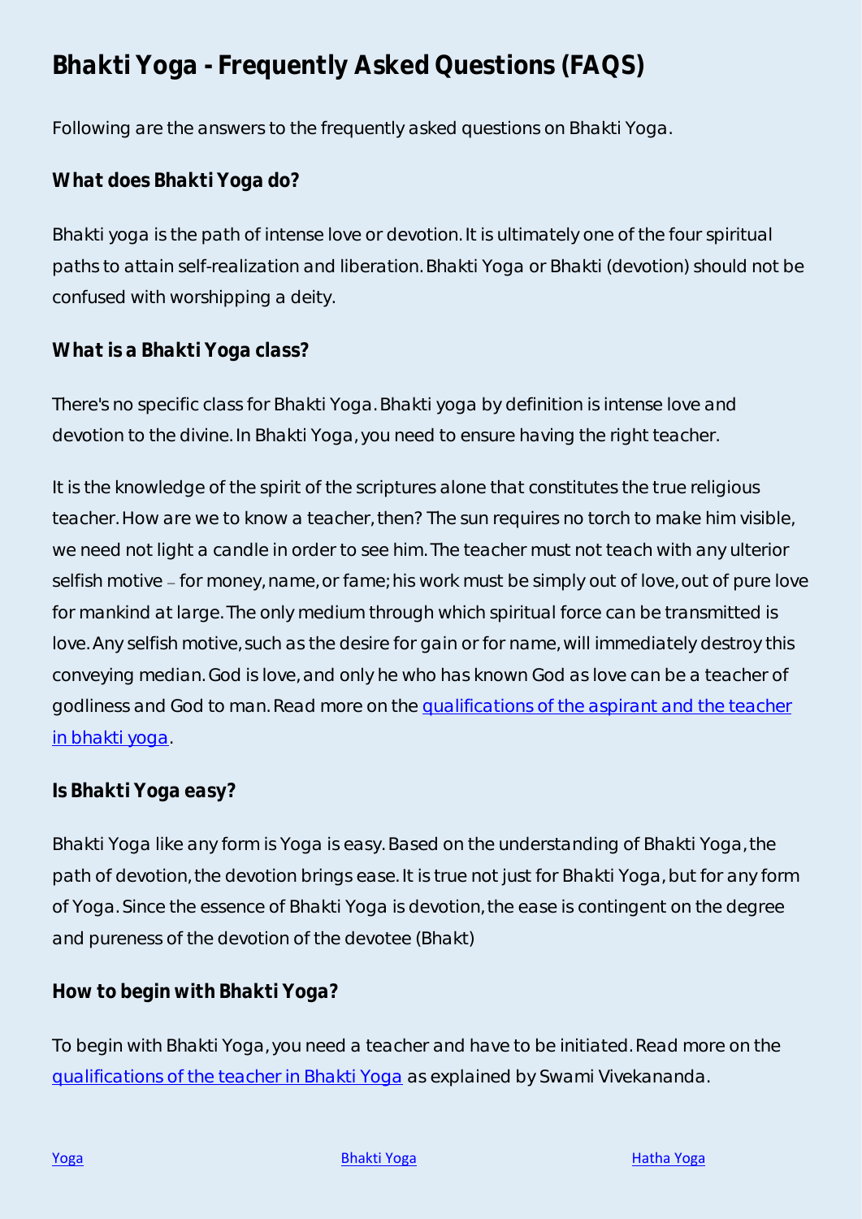# Bhakti Yoga - Frequently Asked Questions (FAQS)

Following are the answers to the frequently asked questions on Bhakti Yoga.

### What does Bhakti Yoga do?

Bhakti yoga is the path of intense love or devotion. It is ultimately one of the four spiritual paths to attain self-realization and liberation. Bhakti Yoga or Bhakti (devotion) should not be confused with worshipping a deity.

### What is a Bhakti Yoga class?

There's no specific class for Bhakti Yoga. Bhakti yoga by definition is intense love and devotion to the divine. In Bhakti Yoga, you need to ensure having the right teacher.

It is the knowledge of the spirit of the scriptures alone that constitutes the true religious teacher. How are we to know a teacher, then? The sun requires no torch to make him visible, we need not light a candle in order to see him. The teacher must not teach with any ulterior selfish motive – for money, name, or fame; his work must be simply out of love, out of pure love for mankind at large. The only medium through which spiritual force can be transmitted is love. Any selfish motive, such as the desire for gain or for name, will immediately destroy this conveying median. God is love, and only he who has known God as love can be a teacher of godliness and God to man. Read more on the [qualifications of the aspirant and the teacher in bhakti yoga](#).

### Is Bhakti Yoga easy?

Bhakti Yoga like any form is Yoga is easy. Based on the understanding of Bhakti Yoga, the path of devotion, the devotion brings ease. It is true not just for Bhakti Yoga, but for any form of Yoga. Since the essence of Bhakti Yoga is devotion, the ease is contingent on the degree and pureness of the devotion of the devotee (Bhakt)

### How to begin with Bhakti Yoga?

To begin with Bhakti Yoga, you need a teacher and have to be initiated. Read more on the [qualifications of the teacher in Bhakti Yoga](#) as explained by Swami Vivekananda.

[Yoga](#) [Bhakti Yoga](#) [Hatha Yoga](#)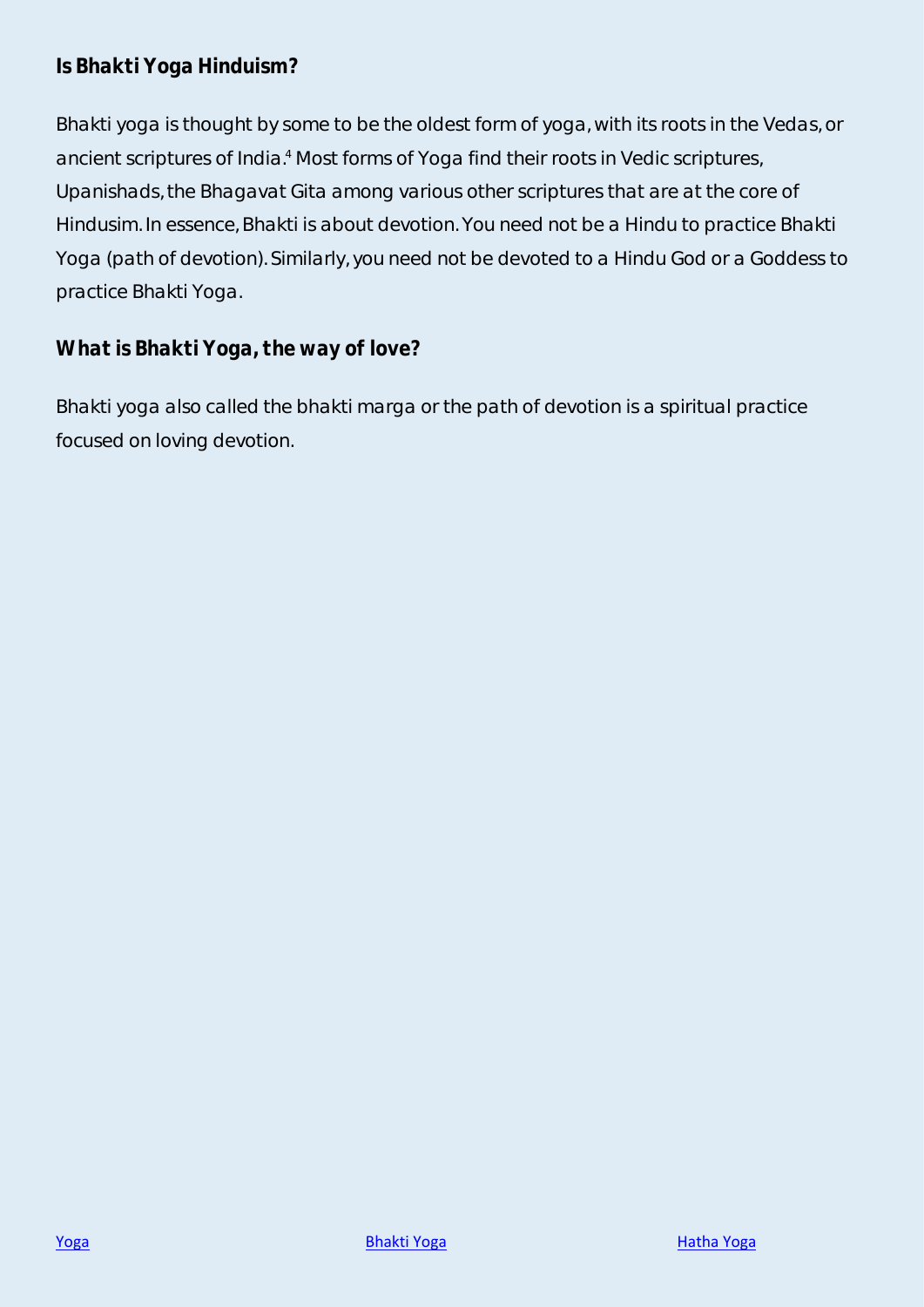## Is Bhakti Yoga Hinduism?

Bhakti yoga is thought by some to be the oldest form of yoga, with its roots in the Vedas, or ancient scriptures of India.[4] Most forms of Yoga find their roots in Vedic scriptures, Upanishads, the Bhagavat Gita among various other scriptures that are at the core of Hindusim. In essence, Bhakti is about devotion. You need not be a Hindu to practice Bhakti Yoga (path of devotion). Similarly, you need not be devoted to a Hindu God or a Goddess to practice Bhakti Yoga.

## What is Bhakti Yoga, the way of love?

Bhakti yoga also called the bhakti marga or the path of devotion is a spiritual practice focused on loving devotion.

Yoga | Bhakti Yoga | Hatha Yoga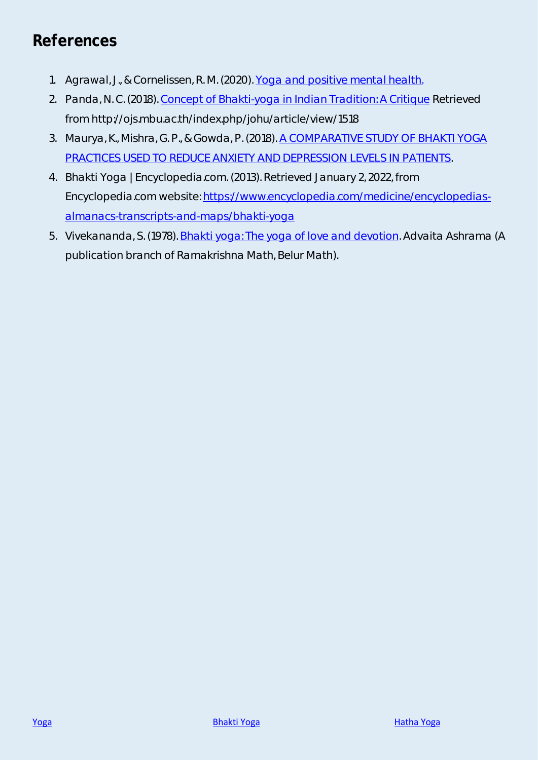## References

1. Agrawal, J., & Cornelissen, R. M. (2020). Yoga and positive mental health.
2. Panda, N. C. (2018). Concept of Bhakti-yoga in Indian Tradition: A Critique Retrieved from http://ojs.mbu.ac.th/index.php/johu/article/view/1518
3. Maurya, K., Mishra, G. P., & Gowda, P. (2018). A COMPARATIVE STUDY OF BHAKTI YOGA PRACTICES USED TO REDUCE ANXIETY AND DEPRESSION LEVELS IN PATIENTS.
4. Bhakti Yoga | Encyclopedia.com. (2013). Retrieved January 2, 2022, from Encyclopedia.com website: https://www.encyclopedia.com/medicine/encyclopedias-almanacs-transcripts-and-maps/bhakti-yoga
5. Vivekananda, S. (1978). Bhakti yoga: The yoga of love and devotion. Advaita Ashrama (A publication branch of Ramakrishna Math, Belur Math).

Yoga Bhakti Yoga Hatha Yoga